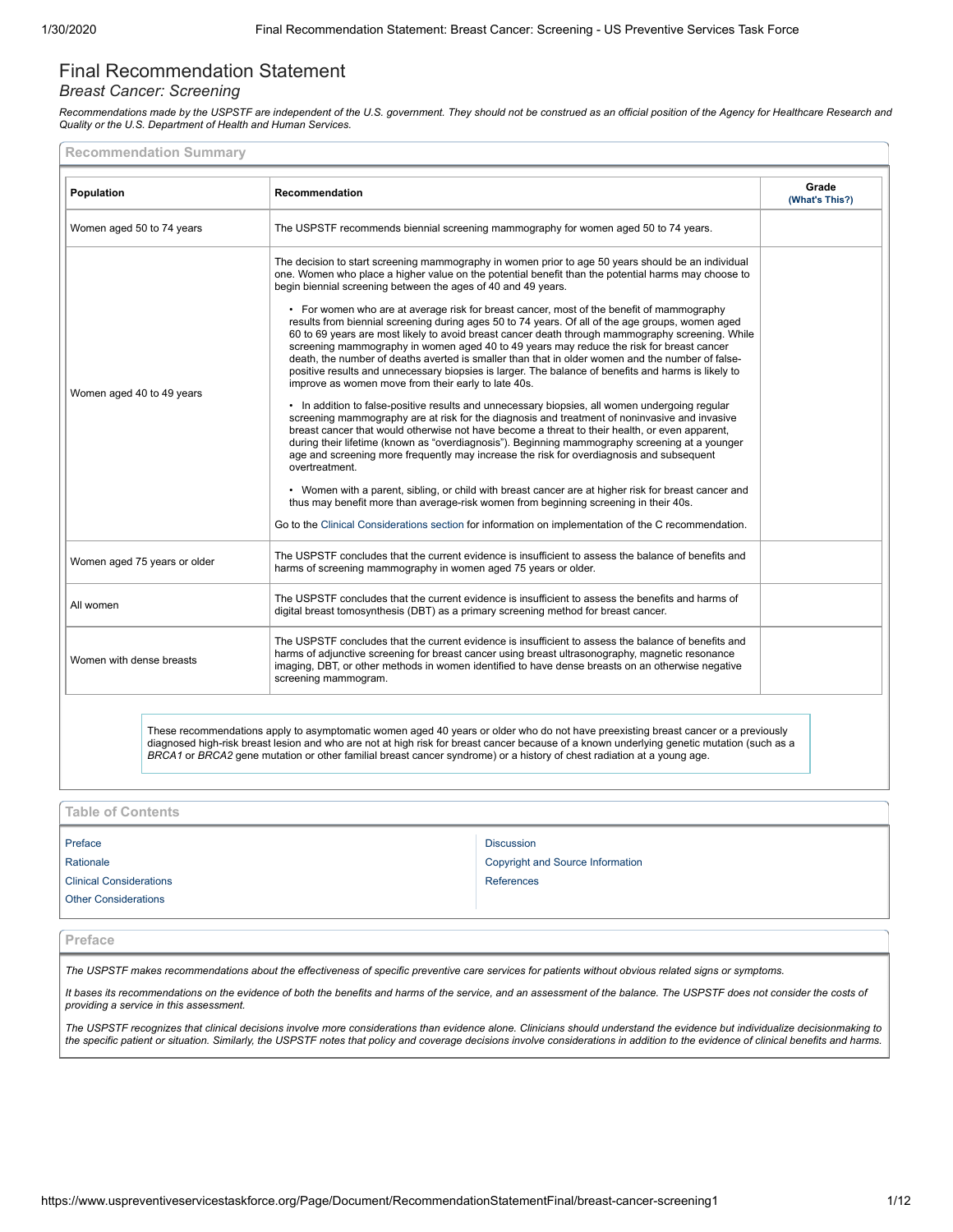# Final Recommendation Statement

*Breast Cancer: Screening*

*Recommendations made by the USPSTF are independent of the U.S. government. They should not be construed as an official position of the Agency for Healthcare Research and Quality or the U.S. Department of Health and Human Services.*

## Recommendation Summary

| Population | Recommendation | Grade (What's This?) |
| --- | --- | --- |
| Women aged 50 to 74 years | The USPSTF recommends biennial screening mammography for women aged 50 to 74 years. | |
| Women aged 40 to 49 years | The decision to start screening mammography in women prior to age 50 years should be an individual one. Women who place a higher value on the potential benefit than the potential harms may choose to begin biennial screening between the ages of 40 and 49 years.<br><br>• For women who are at average risk for breast cancer, most of the benefit of mammography results from biennial screening during ages 50 to 74 years. Of all of the age groups, women aged 60 to 69 years are most likely to avoid breast cancer death through mammography screening. While screening mammography in women aged 40 to 49 years may reduce the risk for breast cancer death, the number of deaths averted is smaller than that in older women and the number of false-positive results and unnecessary biopsies is larger. The balance of benefits and harms is likely to improve as women move from their early to late 40s.<br><br>• In addition to false-positive results and unnecessary biopsies, all women undergoing regular screening mammography are at risk for the diagnosis and treatment of noninvasive and invasive breast cancer that would otherwise not have become a threat to their health, or even apparent, during their lifetime (known as "overdiagnosis"). Beginning mammography screening at a younger age and screening more frequently may increase the risk for overdiagnosis and subsequent overtreatment.<br><br>• Women with a parent, sibling, or child with breast cancer are at higher risk for breast cancer and thus may benefit more than average-risk women from beginning screening in their 40s.<br><br>Go to the Clinical Considerations section for information on implementation of the C recommendation. | |
| Women aged 75 years or older | The USPSTF concludes that the current evidence is insufficient to assess the balance of benefits and harms of screening mammography in women aged 75 years or older. | |
| All women | The USPSTF concludes that the current evidence is insufficient to assess the benefits and harms of digital breast tomosynthesis (DBT) as a primary screening method for breast cancer. | |
| Women with dense breasts | The USPSTF concludes that the current evidence is insufficient to assess the balance of benefits and harms of adjunctive screening for breast cancer using breast ultrasonography, magnetic resonance imaging, DBT, or other methods in women identified to have dense breasts on an otherwise negative screening mammogram. | |

These recommendations apply to asymptomatic women aged 40 years or older who do not have preexisting breast cancer or a previously diagnosed high-risk breast lesion and who are not at high risk for breast cancer because of a known underlying genetic mutation (such as a *BRCA1* or *BRCA2* gene mutation or other familial breast cancer syndrome) or a history of chest radiation at a young age.

## Table of Contents

- Preface
- Rationale
- Clinical Considerations
- Other Considerations
- Discussion
- Copyright and Source Information
- References

## Preface

*The USPSTF makes recommendations about the effectiveness of specific preventive care services for patients without obvious related signs or symptoms.*

*It bases its recommendations on the evidence of both the benefits and harms of the service, and an assessment of the balance. The USPSTF does not consider the costs of providing a service in this assessment.*

*The USPSTF recognizes that clinical decisions involve more considerations than evidence alone. Clinicians should understand the evidence but individualize decisionmaking to the specific patient or situation. Similarly, the USPSTF notes that policy and coverage decisions involve considerations in addition to the evidence of clinical benefits and harms.*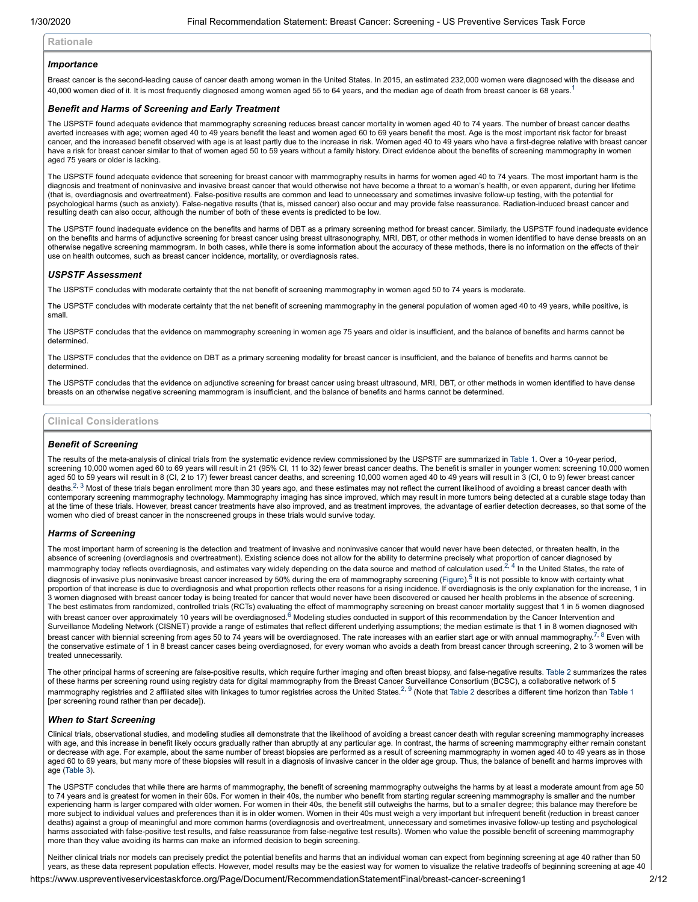## Rationale

### Importance

Breast cancer is the second-leading cause of cancer death among women in the United States. In 2015, an estimated 232,000 women were diagnosed with the disease and 40,000 women died of it. It is most frequently diagnosed among women aged 55 to 64 years, and the median age of death from breast cancer is 68 years.[1]

### Benefit and Harms of Screening and Early Treatment

The USPSTF found adequate evidence that mammography screening reduces breast cancer mortality in women aged 40 to 74 years. The number of breast cancer deaths averted increases with age; women aged 40 to 49 years benefit the least and women aged 60 to 69 years benefit the most. Age is the most important risk factor for breast cancer, and the increased benefit observed with age is at least partly due to the increase in risk. Women aged 40 to 49 years who have a first-degree relative with breast cancer have a risk for breast cancer similar to that of women aged 50 to 59 years without a family history. Direct evidence about the benefits of screening mammography in women aged 75 years or older is lacking.

The USPSTF found adequate evidence that screening for breast cancer with mammography results in harms for women aged 40 to 74 years. The most important harm is the diagnosis and treatment of noninvasive and invasive breast cancer that would otherwise not have become a threat to a woman's health, or even apparent, during her lifetime (that is, overdiagnosis and overtreatment). False-positive results are common and lead to unnecessary and sometimes invasive follow-up testing, with the potential for psychological harms (such as anxiety). False-negative results (that is, missed cancer) also occur and may provide false reassurance. Radiation-induced breast cancer and resulting death can also occur, although the number of both of these events is predicted to be low.

The USPSTF found inadequate evidence on the benefits and harms of DBT as a primary screening method for breast cancer. Similarly, the USPSTF found inadequate evidence on the benefits and harms of adjunctive screening for breast cancer using breast ultrasonography, MRI, DBT, or other methods in women identified to have dense breasts on an otherwise negative screening mammogram. In both cases, while there is some information about the accuracy of these methods, there is no information on the effects of their use on health outcomes, such as breast cancer incidence, mortality, or overdiagnosis rates.

### USPSTF Assessment

The USPSTF concludes with moderate certainty that the net benefit of screening mammography in women aged 50 to 74 years is moderate.

The USPSTF concludes with moderate certainty that the net benefit of screening mammography in the general population of women aged 40 to 49 years, while positive, is small.

The USPSTF concludes that the evidence on mammography screening in women age 75 years and older is insufficient, and the balance of benefits and harms cannot be determined.

The USPSTF concludes that the evidence on DBT as a primary screening modality for breast cancer is insufficient, and the balance of benefits and harms cannot be determined.

The USPSTF concludes that the evidence on adjunctive screening for breast cancer using breast ultrasound, MRI, DBT, or other methods in women identified to have dense breasts on an otherwise negative screening mammogram is insufficient, and the balance of benefits and harms cannot be determined.

## Clinical Considerations

### Benefit of Screening

The results of the meta-analysis of clinical trials from the systematic evidence review commissioned by the USPSTF are summarized in Table 1. Over a 10-year period, screening 10,000 women aged 60 to 69 years will result in 21 (95% CI, 11 to 32) fewer breast cancer deaths. The benefit is smaller in younger women: screening 10,000 women aged 50 to 59 years will result in 8 (CI, 2 to 17) fewer breast cancer deaths, and screening 10,000 women aged 40 to 49 years will result in 3 (CI, 0 to 9) fewer breast cancer deaths.[2, 3] Most of these trials began enrollment more than 30 years ago, and these estimates may not reflect the current likelihood of avoiding a breast cancer death with contemporary screening mammography technology. Mammography imaging has since improved, which may result in more tumors being detected at a curable stage today than at the time of these trials. However, breast cancer treatments have also improved, and as treatment improves, the advantage of earlier detection decreases, so that some of the women who died of breast cancer in the nonscreened groups in these trials would survive today.

### Harms of Screening

The most important harm of screening is the detection and treatment of invasive and noninvasive cancer that would never have been detected, or threaten health, in the absence of screening (overdiagnosis and overtreatment). Existing science does not allow for the ability to determine precisely what proportion of cancer diagnosed by mammography today reflects overdiagnosis, and estimates vary widely depending on the data source and method of calculation used.[2, 4] In the United States, the rate of diagnosis of invasive plus noninvasive breast cancer increased by 50% during the era of mammography screening (Figure).[5] It is not possible to know with certainty what proportion of that increase is due to overdiagnosis and what proportion reflects other reasons for a rising incidence. If overdiagnosis is the only explanation for the increase, 1 in 3 women diagnosed with breast cancer today is being treated for cancer that would never have been discovered or caused her health problems in the absence of screening. The best estimates from randomized, controlled trials (RCTs) evaluating the effect of mammography screening on breast cancer mortality suggest that 1 in 5 women diagnosed with breast cancer over approximately 10 years will be overdiagnosed.[6] Modeling studies conducted in support of this recommendation by the Cancer Intervention and Surveillance Modeling Network (CISNET) provide a range of estimates that reflect different underlying assumptions; the median estimate is that 1 in 8 women diagnosed with breast cancer with biennial screening from ages 50 to 74 years will be overdiagnosed. The rate increases with an earlier start age or with annual mammography.[7, 8] Even with the conservative estimate of 1 in 8 breast cancer cases being overdiagnosed, for every woman who avoids a death from breast cancer through screening, 2 to 3 women will be treated unnecessarily.

The other principal harms of screening are false-positive results, which require further imaging and often breast biopsy, and false-negative results. Table 2 summarizes the rates of these harms per screening round using registry data for digital mammography from the Breast Cancer Surveillance Consortium (BCSC), a collaborative network of 5 mammography registries and 2 affiliated sites with linkages to tumor registries across the United States.[2, 9] (Note that Table 2 describes a different time horizon than Table 1 [per screening round rather than per decade]).

### When to Start Screening

Clinical trials, observational studies, and modeling studies all demonstrate that the likelihood of avoiding a breast cancer death with regular screening mammography increases with age, and this increase in benefit likely occurs gradually rather than abruptly at any particular age. In contrast, the harms of screening mammography either remain constant or decrease with age. For example, about the same number of breast biopsies are performed as a result of screening mammography in women aged 40 to 49 years as in those aged 60 to 69 years, but many more of these biopsies will result in a diagnosis of invasive cancer in the older age group. Thus, the balance of benefit and harms improves with age (Table 3).

The USPSTF concludes that while there are harms of mammography, the benefit of screening mammography outweighs the harms by at least a moderate amount from age 50 to 74 years and is greatest for women in their 60s. For women in their 40s, the number who benefit from starting regular screening mammography is smaller and the number experiencing harm is larger compared with older women. For women in their 40s, the benefit still outweighs the harms, but to a smaller degree; this balance may therefore be more subject to individual values and preferences than it is in older women. Women in their 40s must weigh a very important but infrequent benefit (reduction in breast cancer deaths) against a group of meaningful and more common harms (overdiagnosis and overtreatment, unnecessary and sometimes invasive follow-up testing and psychological harms associated with false-positive test results, and false reassurance from false-negative test results). Women who value the possible benefit of screening mammography more than they value avoiding its harms can make an informed decision to begin screening.

Neither clinical trials nor models can precisely predict the potential benefits and harms that an individual woman can expect from beginning screening at age 40 rather than 50 years, as these data represent population effects. However, model results may be the easiest way for women to visualize the relative tradeoffs of beginning screening at age 40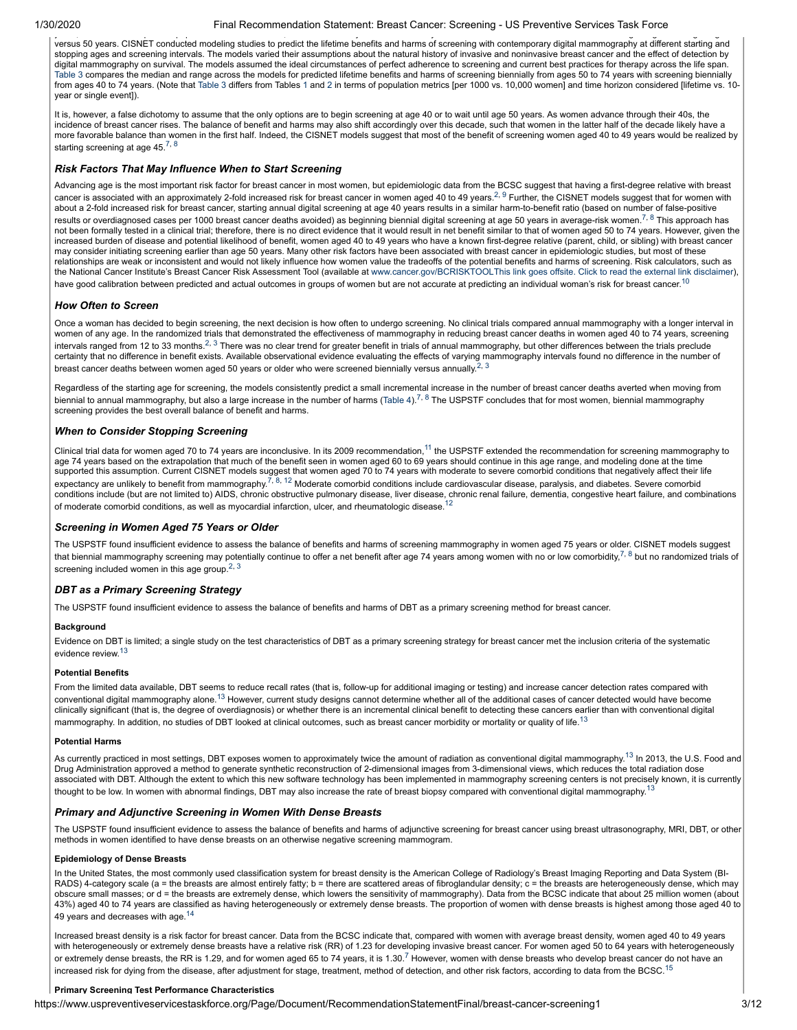versus 50 years. CISNET conducted modeling studies to predict the lifetime benefits and harms of screening with contemporary digital mammography at different starting and stopping ages and screening intervals. The models varied their assumptions about the natural history of invasive and noninvasive breast cancer and the effect of detection by digital mammography on survival. The models assumed the ideal circumstances of perfect adherence to screening and current best practices for therapy across the life span. Table 3 compares the median and range across the models for predicted lifetime benefits and harms of screening biennially from ages 50 to 74 years with screening biennially from ages 40 to 74 years. (Note that Table 3 differs from Tables 1 and 2 in terms of population metrics [per 1000 vs. 10,000 women] and time horizon considered [lifetime vs. 10-year or single event]).

It is, however, a false dichotomy to assume that the only options are to begin screening at age 40 or to wait until age 50 years. As women advance through their 40s, the incidence of breast cancer rises. The balance of benefit and harms may also shift accordingly over this decade, such that women in the latter half of the decade likely have a more favorable balance than women in the first half. Indeed, the CISNET models suggest that most of the benefit of screening women aged 40 to 49 years would be realized by starting screening at age 45.[7, 8]

### Risk Factors That May Influence When to Start Screening

Advancing age is the most important risk factor for breast cancer in most women, but epidemiologic data from the BCSC suggest that having a first-degree relative with breast cancer is associated with an approximately 2-fold increased risk for breast cancer in women aged 40 to 49 years.[2, 9] Further, the CISNET models suggest that for women with about a 2-fold increased risk for breast cancer, starting annual digital screening at age 40 years results in a similar harm-to-benefit ratio (based on number of false-positive results or overdiagnosed cases per 1000 breast cancer deaths avoided) as beginning biennial digital screening at age 50 years in average-risk women.[7, 8] This approach has not been formally tested in a clinical trial; therefore, there is no direct evidence that it would result in net benefit similar to that of women aged 50 to 74 years. However, given the increased burden of disease and potential likelihood of benefit, women aged 40 to 49 years who have a known first-degree relative (parent, child, or sibling) with breast cancer may consider initiating screening earlier than age 50 years. Many other risk factors have been associated with breast cancer in epidemiologic studies, but most of these relationships are weak or inconsistent and would not likely influence how women value the tradeoffs of the potential benefits and harms of screening. Risk calculators, such as the National Cancer Institute's Breast Cancer Risk Assessment Tool (available at www.cancer.gov/BCRISKTOOLThis link goes offsite. Click to read the external link disclaimer), have good calibration between predicted and actual outcomes in groups of women but are not accurate at predicting an individual woman's risk for breast cancer.[10]

### How Often to Screen

Once a woman has decided to begin screening, the next decision is how often to undergo screening. No clinical trials compared annual mammography with a longer interval in women of any age. In the randomized trials that demonstrated the effectiveness of mammography in reducing breast cancer deaths in women aged 40 to 74 years, screening intervals ranged from 12 to 33 months.[2, 3] There was no clear trend for greater benefit in trials of annual mammography, but other differences between the trials preclude certainty that no difference in benefit exists. Available observational evidence evaluating the effects of varying mammography intervals found no difference in the number of breast cancer deaths between women aged 50 years or older who were screened biennially versus annually.[2, 3]

Regardless of the starting age for screening, the models consistently predict a small incremental increase in the number of breast cancer deaths averted when moving from biennial to annual mammography, but also a large increase in the number of harms (Table 4).[7, 8] The USPSTF concludes that for most women, biennial mammography screening provides the best overall balance of benefit and harms.

### When to Consider Stopping Screening

Clinical trial data for women aged 70 to 74 years are inconclusive. In its 2009 recommendation,[11] the USPSTF extended the recommendation for screening mammography to age 74 years based on the extrapolation that much of the benefit seen in women aged 60 to 69 years should continue in this age range, and modeling done at the time supported this assumption. Current CISNET models suggest that women aged 70 to 74 years with moderate to severe comorbid conditions that negatively affect their life expectancy are unlikely to benefit from mammography.[7, 8, 12] Moderate comorbid conditions include cardiovascular disease, paralysis, and diabetes. Severe comorbid conditions include (but are not limited to) AIDS, chronic obstructive pulmonary disease, liver disease, chronic renal failure, dementia, congestive heart failure, and combinations of moderate comorbid conditions, as well as myocardial infarction, ulcer, and rheumatologic disease.[12]

### Screening in Women Aged 75 Years or Older

The USPSTF found insufficient evidence to assess the balance of benefits and harms of screening mammography in women aged 75 years or older. CISNET models suggest that biennial mammography screening may potentially continue to offer a net benefit after age 74 years among women with no or low comorbidity,[7, 8] but no randomized trials of screening included women in this age group.[2, 3]

### DBT as a Primary Screening Strategy

The USPSTF found insufficient evidence to assess the balance of benefits and harms of DBT as a primary screening method for breast cancer.

#### Background

Evidence on DBT is limited; a single study on the test characteristics of DBT as a primary screening strategy for breast cancer met the inclusion criteria of the systematic evidence review.[13]

#### Potential Benefits

From the limited data available, DBT seems to reduce recall rates (that is, follow-up for additional imaging or testing) and increase cancer detection rates compared with conventional digital mammography alone.[13] However, current study designs cannot determine whether all of the additional cases of cancer detected would have become clinically significant (that is, the degree of overdiagnosis) or whether there is an incremental clinical benefit to detecting these cancers earlier than with conventional digital mammography. In addition, no studies of DBT looked at clinical outcomes, such as breast cancer morbidity or mortality or quality of life.[13]

#### Potential Harms

As currently practiced in most settings, DBT exposes women to approximately twice the amount of radiation as conventional digital mammography.[13] In 2013, the U.S. Food and Drug Administration approved a method to generate synthetic reconstruction of 2-dimensional images from 3-dimensional views, which reduces the total radiation dose associated with DBT. Although the extent to which this new software technology has been implemented in mammography screening centers is not precisely known, it is currently thought to be low. In women with abnormal findings, DBT may also increase the rate of breast biopsy compared with conventional digital mammography.[13]

### Primary and Adjunctive Screening in Women With Dense Breasts

The USPSTF found insufficient evidence to assess the balance of benefits and harms of adjunctive screening for breast cancer using breast ultrasonography, MRI, DBT, or other methods in women identified to have dense breasts on an otherwise negative screening mammogram.

#### Epidemiology of Dense Breasts

In the United States, the most commonly used classification system for breast density is the American College of Radiology's Breast Imaging Reporting and Data System (BI-RADS) 4-category scale (a = the breasts are almost entirely fatty; b = there are scattered areas of fibroglandular density; c = the breasts are heterogeneously dense, which may obscure small masses; or d = the breasts are extremely dense, which lowers the sensitivity of mammography). Data from the BCSC indicate that about 25 million women (about 43%) aged 40 to 74 years are classified as having heterogeneously or extremely dense breasts. The proportion of women with dense breasts is highest among those aged 40 to 49 years and decreases with age.[14]

Increased breast density is a risk factor for breast cancer. Data from the BCSC indicate that, compared with women with average breast density, women aged 40 to 49 years with heterogeneously or extremely dense breasts have a relative risk (RR) of 1.23 for developing invasive breast cancer. For women aged 50 to 64 years with heterogeneously or extremely dense breasts, the RR is 1.29, and for women aged 65 to 74 years, it is 1.30.[7] However, women with dense breasts who develop breast cancer do not have an increased risk for dying from the disease, after adjustment for stage, treatment, method of detection, and other risk factors, according to data from the BCSC.[15]

#### Primary Screening Test Performance Characteristics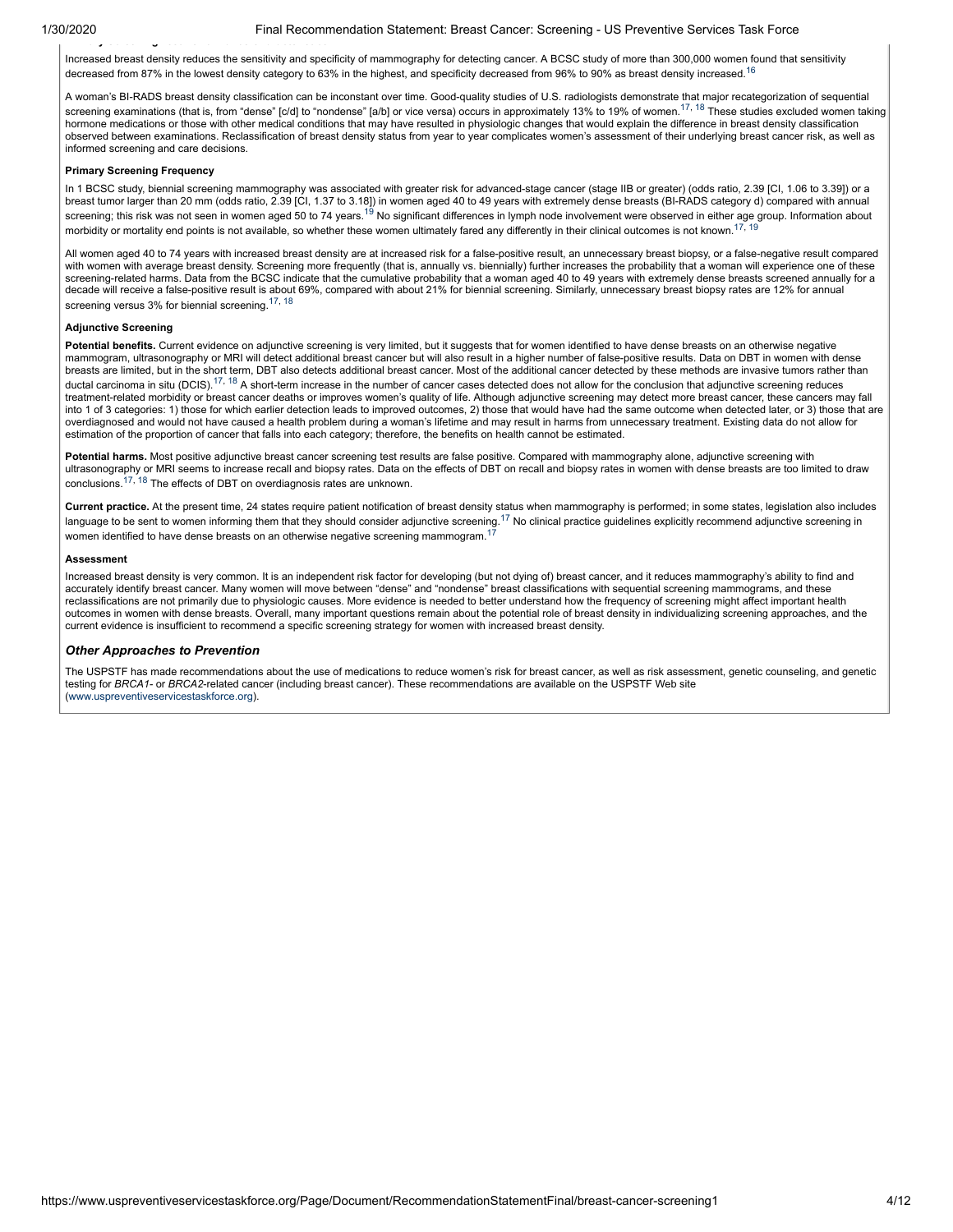Increased breast density reduces the sensitivity and specificity of mammography for detecting cancer. A BCSC study of more than 300,000 women found that sensitivity decreased from 87% in the lowest density category to 63% in the highest, and specificity decreased from 96% to 90% as breast density increased.[16]

A woman's BI-RADS breast density classification can be inconstant over time. Good-quality studies of U.S. radiologists demonstrate that major recategorization of sequential screening examinations (that is, from "dense" [c/d] to "nondense" [a/b] or vice versa) occurs in approximately 13% to 19% of women.[17, 18] These studies excluded women taking hormone medications or those with other medical conditions that may have resulted in physiologic changes that would explain the difference in breast density classification observed between examinations. Reclassification of breast density status from year to year complicates women's assessment of their underlying breast cancer risk, as well as informed screening and care decisions.

**Primary Screening Frequency**

In 1 BCSC study, biennial screening mammography was associated with greater risk for advanced-stage cancer (stage IIB or greater) (odds ratio, 2.39 [CI, 1.06 to 3.39]) or a breast tumor larger than 20 mm (odds ratio, 2.39 [CI, 1.37 to 3.18]) in women aged 40 to 49 years with extremely dense breasts (BI-RADS category d) compared with annual screening; this risk was not seen in women aged 50 to 74 years.[19] No significant differences in lymph node involvement were observed in either age group. Information about morbidity or mortality end points is not available, so whether these women ultimately fared any differently in their clinical outcomes is not known.[17, 19]

All women aged 40 to 74 years with increased breast density are at increased risk for a false-positive result, an unnecessary breast biopsy, or a false-negative result compared with women with average breast density. Screening more frequently (that is, annually vs. biennially) further increases the probability that a woman will experience one of these screening-related harms. Data from the BCSC indicate that the cumulative probability that a woman aged 40 to 49 years with extremely dense breasts screened annually for a decade will receive a false-positive result is about 69%, compared with about 21% for biennial screening. Similarly, unnecessary breast biopsy rates are 12% for annual screening versus 3% for biennial screening.[17, 18]

**Adjunctive Screening**

**Potential benefits.** Current evidence on adjunctive screening is very limited, but it suggests that for women identified to have dense breasts on an otherwise negative mammogram, ultrasonography or MRI will detect additional breast cancer but will also result in a higher number of false-positive results. Data on DBT in women with dense breasts are limited, but in the short term, DBT also detects additional breast cancer. Most of the additional cancer detected by these methods are invasive tumors rather than ductal carcinoma in situ (DCIS).[17, 18] A short-term increase in the number of cancer cases detected does not allow for the conclusion that adjunctive screening reduces treatment-related morbidity or breast cancer deaths or improves women's quality of life. Although adjunctive screening may detect more breast cancer, these cancers may fall into 1 of 3 categories: 1) those for which earlier detection leads to improved outcomes, 2) those that would have had the same outcome when detected later, or 3) those that are overdiagnosed and would not have caused a health problem during a woman's lifetime and may result in harms from unnecessary treatment. Existing data do not allow for estimation of the proportion of cancer that falls into each category; therefore, the benefits on health cannot be estimated.

**Potential harms.** Most positive adjunctive breast cancer screening test results are false positive. Compared with mammography alone, adjunctive screening with ultrasonography or MRI seems to increase recall and biopsy rates. Data on the effects of DBT on recall and biopsy rates in women with dense breasts are too limited to draw conclusions.[17, 18] The effects of DBT on overdiagnosis rates are unknown.

**Current practice.** At the present time, 24 states require patient notification of breast density status when mammography is performed; in some states, legislation also includes language to be sent to women informing them that they should consider adjunctive screening.[17] No clinical practice guidelines explicitly recommend adjunctive screening in women identified to have dense breasts on an otherwise negative screening mammogram.[17]

**Assessment**

Increased breast density is very common. It is an independent risk factor for developing (but not dying of) breast cancer, and it reduces mammography's ability to find and accurately identify breast cancer. Many women will move between "dense" and "nondense" breast classifications with sequential screening mammograms, and these reclassifications are not primarily due to physiologic causes. More evidence is needed to better understand how the frequency of screening might affect important health outcomes in women with dense breasts. Overall, many important questions remain about the potential role of breast density in individualizing screening approaches, and the current evidence is insufficient to recommend a specific screening strategy for women with increased breast density.

### *Other Approaches to Prevention*

The USPSTF has made recommendations about the use of medications to reduce women's risk for breast cancer, as well as risk assessment, genetic counseling, and genetic testing for *BRCA1*- or *BRCA2*-related cancer (including breast cancer). These recommendations are available on the USPSTF Web site (www.uspreventiveservicestaskforce.org).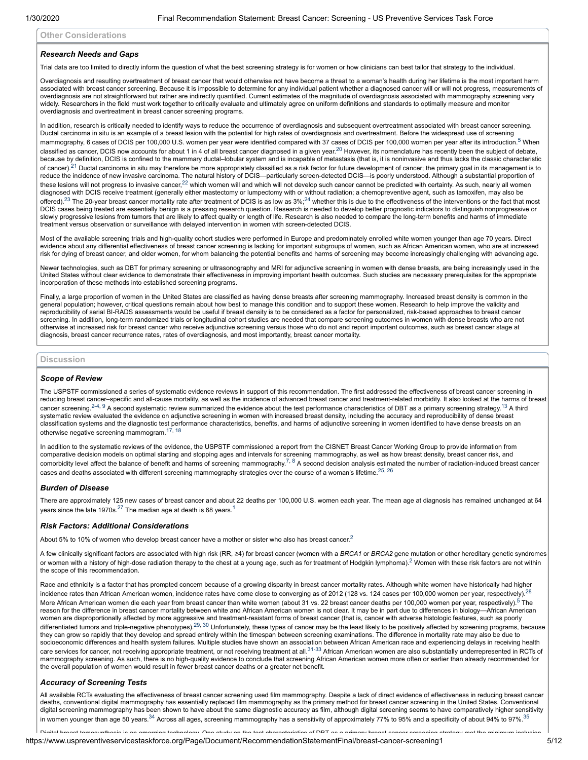## Other Considerations

### Research Needs and Gaps

Trial data are too limited to directly inform the question of what the best screening strategy is for women or how clinicians can best tailor that strategy to the individual.

Overdiagnosis and resulting overtreatment of breast cancer that would otherwise not have become a threat to a woman's health during her lifetime is the most important harm associated with breast cancer screening. Because it is impossible to determine for any individual patient whether a diagnosed cancer will or will not progress, measurements of overdiagnosis are not straightforward but rather are indirectly quantified. Current estimates of the magnitude of overdiagnosis associated with mammography screening vary widely. Researchers in the field must work together to critically evaluate and ultimately agree on uniform definitions and standards to optimally measure and monitor overdiagnosis and overtreatment in breast cancer screening programs.

In addition, research is critically needed to identify ways to reduce the occurrence of overdiagnosis and subsequent overtreatment associated with breast cancer screening. Ductal carcinoma in situ is an example of a breast lesion with the potential for high rates of overdiagnosis and overtreatment. Before the widespread use of screening mammography, 6 cases of DCIS per 100,000 U.S. women per year were identified compared with 37 cases of DCIS per 100,000 women per year after its introduction.[5] When classified as cancer, DCIS now accounts for about 1 in 4 of all breast cancer diagnosed in a given year.[20] However, its nomenclature has recently been the subject of debate, because by definition, DCIS is confined to the mammary ductal–lobular system and is incapable of metastasis (that is, it is noninvasive and thus lacks the classic characteristic of cancer).[21] Ductal carcinoma in situ may therefore be more appropriately classified as a risk factor for future development of cancer; the primary goal in its management is to reduce the incidence of new invasive carcinoma. The natural history of DCIS—particularly screen-detected DCIS—is poorly understood. Although a substantial proportion of these lesions will not progress to invasive cancer,[22] which women will and which will not develop such cancer cannot be predicted with certainty. As such, nearly all women diagnosed with DCIS receive treatment (generally either mastectomy or lumpectomy with or without radiation; a chemopreventive agent, such as tamoxifen, may also be offered).[23] The 20-year breast cancer mortality rate after treatment of DCIS is as low as 3%;[24] whether this is due to the effectiveness of the interventions or the fact that most DCIS cases being treated are essentially benign is a pressing research question. Research is needed to develop better prognostic indicators to distinguish nonprogressive or slowly progressive lesions from tumors that are likely to affect quality or length of life. Research is also needed to compare the long-term benefits and harms of immediate treatment versus observation or surveillance with delayed intervention in women with screen-detected DCIS.

Most of the available screening trials and high-quality cohort studies were performed in Europe and predominately enrolled white women younger than age 70 years. Direct evidence about any differential effectiveness of breast cancer screening is lacking for important subgroups of women, such as African American women, who are at increased risk for dying of breast cancer, and older women, for whom balancing the potential benefits and harms of screening may become increasingly challenging with advancing age.

Newer technologies, such as DBT for primary screening or ultrasonography and MRI for adjunctive screening in women with dense breasts, are being increasingly used in the United States without clear evidence to demonstrate their effectiveness in improving important health outcomes. Such studies are necessary prerequisites for the appropriate incorporation of these methods into established screening programs.

Finally, a large proportion of women in the United States are classified as having dense breasts after screening mammography. Increased breast density is common in the general population; however, critical questions remain about how best to manage this condition and to support these women. Research to help improve the validity and reproducibility of serial BI-RADS assessments would be useful if breast density is to be considered as a factor for personalized, risk-based approaches to breast cancer screening. In addition, long-term randomized trials or longitudinal cohort studies are needed that compare screening outcomes in women with dense breasts who are not otherwise at increased risk for breast cancer who receive adjunctive screening versus those who do not and report important outcomes, such as breast cancer stage at diagnosis, breast cancer recurrence rates, rates of overdiagnosis, and most importantly, breast cancer mortality.

## Discussion

### Scope of Review

The USPSTF commissioned a series of systematic evidence reviews in support of this recommendation. The first addressed the effectiveness of breast cancer screening in reducing breast cancer–specific and all-cause mortality, as well as the incidence of advanced breast cancer and treatment-related morbidity. It also looked at the harms of breast cancer screening.[2-4, 9] A second systematic review summarized the evidence about the test performance characteristics of DBT as a primary screening strategy.[13] A third systematic review evaluated the evidence on adjunctive screening in women with increased breast density, including the accuracy and reproducibility of dense breast classification systems and the diagnostic test performance characteristics, benefits, and harms of adjunctive screening in women identified to have dense breasts on an otherwise negative screening mammogram.[17, 18]

In addition to the systematic reviews of the evidence, the USPSTF commissioned a report from the CISNET Breast Cancer Working Group to provide information from comparative decision models on optimal starting and stopping ages and intervals for screening mammography, as well as how breast density, breast cancer risk, and comorbidity level affect the balance of benefit and harms of screening mammography.[7, 8] A second decision analysis estimated the number of radiation-induced breast cancer cases and deaths associated with different screening mammography strategies over the course of a woman's lifetime.[25, 26]

### Burden of Disease

There are approximately 125 new cases of breast cancer and about 22 deaths per 100,000 U.S. women each year. The mean age at diagnosis has remained unchanged at 64 years since the late 1970s.[27] The median age at death is 68 years.[1]

### Risk Factors: Additional Considerations

About 5% to 10% of women who develop breast cancer have a mother or sister who also has breast cancer.[2]

A few clinically significant factors are associated with high risk (RR, ≥4) for breast cancer (women with a *BRCA1* or *BRCA2* gene mutation or other hereditary genetic syndromes or women with a history of high-dose radiation therapy to the chest at a young age, such as for treatment of Hodgkin lymphoma).[2] Women with these risk factors are not within the scope of this recommendation.

Race and ethnicity is a factor that has prompted concern because of a growing disparity in breast cancer mortality rates. Although white women have historically had higher incidence rates than African American women, incidence rates have come close to converging as of 2012 (128 vs. 124 cases per 100,000 women per year, respectively).[28] More African American women die each year from breast cancer than white women (about 31 vs. 22 breast cancer deaths per 100,000 women per year, respectively).[5] The reason for the difference in breast cancer mortality between white and African American women is not clear. It may be in part due to differences in biology—African American women are disproportionally affected by more aggressive and treatment-resistant forms of breast cancer (that is, cancer with adverse histologic features, such as poorly differentiated tumors and triple-negative phenotypes).[29, 30] Unfortunately, these types of cancer may be the least likely to be positively affected by screening programs, because they can grow so rapidly that they develop and spread entirely within the timespan between screening examinations. The difference in mortality rate may also be due to socioeconomic differences and health system failures. Multiple studies have shown an association between African American race and experiencing delays in receiving health care services for cancer, not receiving appropriate treatment, or not receiving treatment at all.[31-33] African American women are also substantially underrepresented in RCTs of mammography screening. As such, there is no high-quality evidence to conclude that screening African American women more often or earlier than already recommended for the overall population of women would result in fewer breast cancer deaths or a greater net benefit.

### Accuracy of Screening Tests

All available RCTs evaluating the effectiveness of breast cancer screening used film mammography. Despite a lack of direct evidence of effectiveness in reducing breast cancer deaths, conventional digital mammography has essentially replaced film mammography as the primary method for breast cancer screening in the United States. Conventional digital screening mammography has been shown to have about the same diagnostic accuracy as film, although digital screening seems to have comparatively higher sensitivity in women younger than age 50 years.[34] Across all ages, screening mammography has a sensitivity of approximately 77% to 95% and a specificity of about 94% to 97%.[35]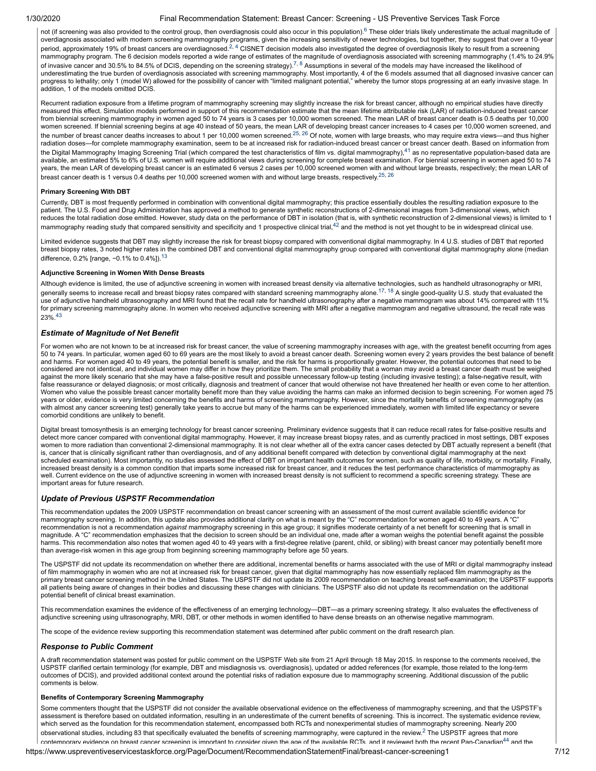not (if screening was also provided to the control group, then overdiagnosis could also occur in this population).[6] These older trials likely underestimate the actual magnitude of overdiagnosis associated with modern screening mammography programs, given the increasing sensitivity of newer technologies, but together, they suggest that over a 10-year period, approximately 19% of breast cancers are overdiagnosed.[2, 4] CISNET decision models also investigated the degree of overdiagnosis likely to result from a screening mammography program. The 6 decision models reported a wide range of estimates of the magnitude of overdiagnosis associated with screening mammography (1.4% to 24.9% of invasive cancer and 30.5% to 84.5% of DCIS, depending on the screening strategy).[7, 8] Assumptions in several of the models may have increased the likelihood of underestimating the true burden of overdiagnosis associated with screening mammography. Most importantly, 4 of the 6 models assumed that all diagnosed invasive cancer can progress to lethality; only 1 (model W) allowed for the possibility of cancer with "limited malignant potential," whereby the tumor stops progressing at an early invasive stage. In addition, 1 of the models omitted DCIS.

Recurrent radiation exposure from a lifetime program of mammography screening may slightly increase the risk for breast cancer, although no empirical studies have directly measured this effect. Simulation models performed in support of this recommendation estimate that the mean lifetime attributable risk (LAR) of radiation-induced breast cancer from biennial screening mammography in women aged 50 to 74 years is 3 cases per 10,000 women screened. The mean LAR of breast cancer death is 0.5 deaths per 10,000 women screened. If biennial screening begins at age 40 instead of 50 years, the mean LAR of developing breast cancer increases to 4 cases per 10,000 women screened, and the number of breast cancer deaths increases to about 1 per 10,000 women screened.[25, 26] Of note, women with large breasts, who may require extra views—and thus higher radiation doses—for complete mammography examination, seem to be at increased risk for radiation-induced breast cancer or breast cancer death. Based on information from the Digital Mammography Imaging Screening Trial (which compared the test characteristics of film vs. digital mammography),[41] as no representative population-based data are available, an estimated 5% to 6% of U.S. women will require additional views during screening for complete breast examination. For biennial screening in women aged 50 to 74 years, the mean LAR of developing breast cancer is an estimated 6 versus 2 cases per 10,000 screened women with and without large breasts, respectively; the mean LAR of breast cancer death is 1 versus 0.4 deaths per 10,000 screened women with and without large breasts, respectively.[25, 26]

**Primary Screening With DBT**

Currently, DBT is most frequently performed in combination with conventional digital mammography; this practice essentially doubles the resulting radiation exposure to the patient. The U.S. Food and Drug Administration has approved a method to generate synthetic reconstructions of 2-dimensional images from 3-dimensional views, which reduces the total radiation dose emitted. However, study data on the performance of DBT in isolation (that is, with synthetic reconstruction of 2-dimensional views) is limited to 1 mammography reading study that compared sensitivity and specificity and 1 prospective clinical trial,[42] and the method is not yet thought to be in widespread clinical use.

Limited evidence suggests that DBT may slightly increase the risk for breast biopsy compared with conventional digital mammography. In 4 U.S. studies of DBT that reported breast biopsy rates, 3 noted higher rates in the combined DBT and conventional digital mammography group compared with conventional digital mammography alone (median difference, 0.2% [range, −0.1% to 0.4%]).[13]

**Adjunctive Screening in Women With Dense Breasts**

Although evidence is limited, the use of adjunctive screening in women with increased breast density via alternative technologies, such as handheld ultrasonography or MRI, generally seems to increase recall and breast biopsy rates compared with standard screening mammography alone.[17, 18] A single good-quality U.S. study that evaluated the use of adjunctive handheld ultrasonography and MRI found that the recall rate for handheld ultrasonography after a negative mammogram was about 14% compared with 11% for primary screening mammography alone. In women who received adjunctive screening with MRI after a negative mammogram and negative ultrasound, the recall rate was 23%.[43]

### *Estimate of Magnitude of Net Benefit*

For women who are not known to be at increased risk for breast cancer, the value of screening mammography increases with age, with the greatest benefit occurring from ages 50 to 74 years. In particular, women aged 60 to 69 years are the most likely to avoid a breast cancer death. Screening women every 2 years provides the best balance of benefit and harms. For women aged 40 to 49 years, the potential benefit is smaller, and the risk for harms is proportionally greater. However, the potential outcomes that need to be considered are not identical, and individual women may differ in how they prioritize them. The small probability that a woman may avoid a breast cancer death must be weighed against the more likely scenario that she may have a false-positive result and possible unnecessary follow-up testing (including invasive testing); a false-negative result, with false reassurance or delayed diagnosis; or most critically, diagnosis and treatment of cancer that would otherwise not have threatened her health or even come to her attention. Women who value the possible breast cancer mortality benefit more than they value avoiding the harms can make an informed decision to begin screening. For women aged 75 years or older, evidence is very limited concerning the benefits and harms of screening mammography. However, since the mortality benefits of screening mammography (as with almost any cancer screening test) generally take years to accrue but many of the harms can be experienced immediately, women with limited life expectancy or severe comorbid conditions are unlikely to benefit.

Digital breast tomosynthesis is an emerging technology for breast cancer screening. Preliminary evidence suggests that it can reduce recall rates for false-positive results and detect more cancer compared with conventional digital mammography. However, it may increase breast biopsy rates, and as currently practiced in most settings, DBT exposes women to more radiation than conventional 2-dimensional mammography. It is not clear whether all of the extra cancer cases detected by DBT actually represent a benefit (that is, cancer that is clinically significant rather than overdiagnosis, and of any additional benefit compared with detection by conventional digital mammography at the next scheduled examination). Most importantly, no studies assessed the effect of DBT on important health outcomes for women, such as quality of life, morbidity, or mortality. Finally, increased breast density is a common condition that imparts some increased risk for breast cancer, and it reduces the test performance characteristics of mammography as well. Current evidence on the use of adjunctive screening in women with increased breast density is not sufficient to recommend a specific screening strategy. These are important areas for future research.

### *Update of Previous USPSTF Recommendation*

This recommendation updates the 2009 USPSTF recommendation on breast cancer screening with an assessment of the most current available scientific evidence for mammography screening. In addition, this update also provides additional clarity on what is meant by the "C" recommendation for women aged 40 to 49 years. A "C" recommendation is not a recommendation *against* mammography screening in this age group; it signifies moderate certainty of a net benefit for screening that is small in magnitude. A "C" recommendation emphasizes that the decision to screen should be an individual one, made after a woman weighs the potential benefit against the possible harms. This recommendation also notes that women aged 40 to 49 years with a first-degree relative (parent, child, or sibling) with breast cancer may potentially benefit more than average-risk women in this age group from beginning screening mammography before age 50 years.

The USPSTF did not update its recommendation on whether there are additional, incremental benefits or harms associated with the use of MRI or digital mammography instead of film mammography in women who are not at increased risk for breast cancer, given that digital mammography has now essentially replaced film mammography as the primary breast cancer screening method in the United States. The USPSTF did not update its 2009 recommendation on teaching breast self-examination; the USPSTF supports all patients being aware of changes in their bodies and discussing these changes with clinicians. The USPSTF also did not update its recommendation on the additional potential benefit of clinical breast examination.

This recommendation examines the evidence of the effectiveness of an emerging technology—DBT—as a primary screening strategy. It also evaluates the effectiveness of adjunctive screening using ultrasonography, MRI, DBT, or other methods in women identified to have dense breasts on an otherwise negative mammogram.

The scope of the evidence review supporting this recommendation statement was determined after public comment on the draft research plan.

### *Response to Public Comment*

A draft recommendation statement was posted for public comment on the USPSTF Web site from 21 April through 18 May 2015. In response to the comments received, the USPSTF clarified certain terminology (for example, DBT and misdiagnosis vs. overdiagnosis), updated or added references (for example, those related to the long-term outcomes of DCIS), and provided additional context around the potential risks of radiation exposure due to mammography screening. Additional discussion of the public comments is below.

**Benefits of Contemporary Screening Mammography**

Some commenters thought that the USPSTF did not consider the available observational evidence on the effectiveness of mammography screening, and that the USPSTF's assessment is therefore based on outdated information, resulting in an underestimate of the current benefits of screening. This is incorrect. The systematic evidence review, which served as the foundation for this recommendation statement, encompassed both RCTs and nonexperimental studies of mammography screening. Nearly 200 observational studies, including 83 that specifically evaluated the benefits of screening mammography, were captured in the review.[2] The USPSTF agrees that more contemporary evidence on breast cancer screening is important to consider given the age of the available RCTs, and it reviewed both the recent Pan-Canadian[44] and the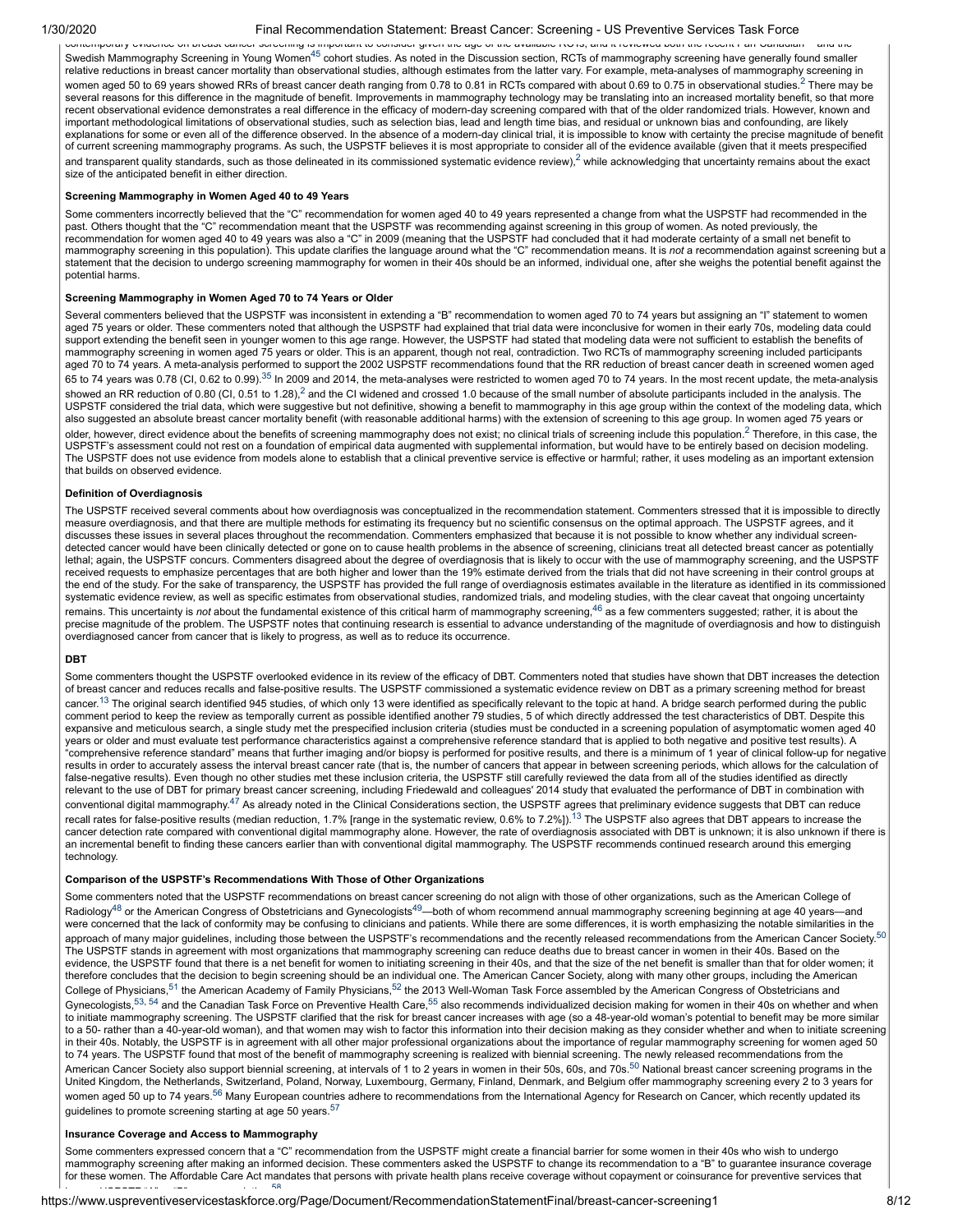contemporary evidence on breast cancer screening is important to consider given the age of the available RCTs, and it reviewed both the recent Pan-Canadian and the Swedish Mammography Screening in Young Women[45] cohort studies. As noted in the Discussion section, RCTs of mammography screening have generally found smaller relative reductions in breast cancer mortality than observational studies, although estimates from the latter vary. For example, meta-analyses of mammography screening in women aged 50 to 69 years showed RRs of breast cancer death ranging from 0.78 to 0.81 in RCTs compared with about 0.69 to 0.75 in observational studies.[2] There may be several reasons for this difference in the magnitude of benefit. Improvements in mammography technology may be translating into an increased mortality benefit, so that more recent observational evidence demonstrates a real difference in the efficacy of modern-day screening compared with that of the older randomized trials. However, known and important methodological limitations of observational studies, such as selection bias, lead and length time bias, and residual or unknown bias and confounding, are likely explanations for some or even all of the difference observed. In the absence of a modern-day clinical trial, it is impossible to know with certainty the precise magnitude of benefit of current screening mammography programs. As such, the USPSTF believes it is most appropriate to consider all of the evidence available (given that it meets prespecified and transparent quality standards, such as those delineated in its commissioned systematic evidence review),[2] while acknowledging that uncertainty remains about the exact size of the anticipated benefit in either direction.

**Screening Mammography in Women Aged 40 to 49 Years**

Some commenters incorrectly believed that the "C" recommendation for women aged 40 to 49 years represented a change from what the USPSTF had recommended in the past. Others thought that the "C" recommendation meant that the USPSTF was recommending against screening in this group of women. As noted previously, the recommendation for women aged 40 to 49 years was also a "C" in 2009 (meaning that the USPSTF had concluded that it had moderate certainty of a small net benefit to mammography screening in this population). This update clarifies the language around what the "C" recommendation means. It is *not* a recommendation against screening but a statement that the decision to undergo screening mammography for women in their 40s should be an informed, individual one, after she weighs the potential benefit against the potential harms.

**Screening Mammography in Women Aged 70 to 74 Years or Older**

Several commenters believed that the USPSTF was inconsistent in extending a "B" recommendation to women aged 70 to 74 years but assigning an "I" statement to women aged 75 years or older. These commenters noted that although the USPSTF had explained that trial data were inconclusive for women in their early 70s, modeling data could support extending the benefit seen in younger women to this age range. However, the USPSTF had stated that modeling data were not sufficient to establish the benefits of mammography screening in women aged 75 years or older. This is an apparent, though not real, contradiction. Two RCTs of mammography screening included participants aged 70 to 74 years. A meta-analysis performed to support the 2002 USPSTF recommendations found that the RR reduction of breast cancer death in screened women aged 65 to 74 years was 0.78 (CI, 0.62 to 0.99).[35] In 2009 and 2014, the meta-analyses were restricted to women aged 70 to 74 years. In the most recent update, the meta-analysis showed an RR reduction of 0.80 (CI, 0.51 to 1.28),[2] and the CI widened and crossed 1.0 because of the small number of absolute participants included in the analysis. The USPSTF considered the trial data, which were suggestive but not definitive, showing a benefit to mammography in this age group within the context of the modeling data, which also suggested an absolute breast cancer mortality benefit (with reasonable additional harms) with the extension of screening to this age group. In women aged 75 years or older, however, direct evidence about the benefits of screening mammography does not exist; no clinical trials of screening include this population.[2] Therefore, in this case, the USPSTF's assessment could not rest on a foundation of empirical data augmented with supplemental information, but would have to be entirely based on decision modeling. The USPSTF does not use evidence from models alone to establish that a clinical preventive service is effective or harmful; rather, it uses modeling as an important extension that builds on observed evidence.

**Definition of Overdiagnosis**

The USPSTF received several comments about how overdiagnosis was conceptualized in the recommendation statement. Commenters stressed that it is impossible to directly measure overdiagnosis, and that there are multiple methods for estimating its frequency but no scientific consensus on the optimal approach. The USPSTF agrees, and it discusses these issues in several places throughout the recommendation. Commenters emphasized that because it is not possible to know whether any individual screen-detected cancer would have been clinically detected or gone on to cause health problems in the absence of screening, clinicians treat all detected breast cancer as potentially lethal; again, the USPSTF concurs. Commenters disagreed about the degree of overdiagnosis that is likely to occur with the use of mammography screening, and the USPSTF received requests to emphasize percentages that are both higher and lower than the 19% estimate derived from the trials that did not have screening in their control groups at the end of the study. For the sake of transparency, the USPSTF has provided the full range of overdiagnosis estimates available in the literature as identified in its commissioned systematic evidence review, as well as specific estimates from observational studies, randomized trials, and modeling studies, with the clear caveat that ongoing uncertainty remains. This uncertainty is *not* about the fundamental existence of this critical harm of mammography screening,[46] as a few commenters suggested; rather, it is about the precise magnitude of the problem. The USPSTF notes that continuing research is essential to advance understanding of the magnitude of overdiagnosis and how to distinguish overdiagnosed cancer from cancer that is likely to progress, as well as to reduce its occurrence.

**DBT**

Some commenters thought the USPSTF overlooked evidence in its review of the efficacy of DBT. Commenters noted that studies have shown that DBT increases the detection of breast cancer and reduces recalls and false-positive results. The USPSTF commissioned a systematic evidence review on DBT as a primary screening method for breast cancer.[13] The original search identified 945 studies, of which only 13 were identified as specifically relevant to the topic at hand. A bridge search performed during the public comment period to keep the review as temporally current as possible identified another 79 studies, 5 of which directly addressed the test characteristics of DBT. Despite this expansive and meticulous search, a single study met the prespecified inclusion criteria (studies must be conducted in a screening population of asymptomatic women aged 40 years or older and must evaluate test performance characteristics against a comprehensive reference standard that is applied to both negative and positive test results). A "comprehensive reference standard" means that further imaging and/or biopsy is performed for positive results, and there is a minimum of 1 year of clinical follow-up for negative results in order to accurately assess the interval breast cancer rate (that is, the number of cancers that appear in between screening periods, which allows for the calculation of false-negative results). Even though no other studies met these inclusion criteria, the USPSTF still carefully reviewed the data from all of the studies identified as directly relevant to the use of DBT for primary breast cancer screening, including Friedewald and colleagues' 2014 study that evaluated the performance of DBT in combination with conventional digital mammography.[47] As already noted in the Clinical Considerations section, the USPSTF agrees that preliminary evidence suggests that DBT can reduce recall rates for false-positive results (median reduction, 1.7% [range in the systematic review, 0.6% to 7.2%]).[13] The USPSTF also agrees that DBT appears to increase the cancer detection rate compared with conventional digital mammography alone. However, the rate of overdiagnosis associated with DBT is unknown; it is also unknown if there is an incremental benefit to finding these cancers earlier than with conventional digital mammography. The USPSTF recommends continued research around this emerging technology.

**Comparison of the USPSTF's Recommendations With Those of Other Organizations**

Some commenters noted that the USPSTF recommendations on breast cancer screening do not align with those of other organizations, such as the American College of Radiology[48] or the American Congress of Obstetricians and Gynecologists[49]—both of whom recommend annual mammography screening beginning at age 40 years—and were concerned that the lack of conformity may be confusing to clinicians and patients. While there are some differences, it is worth emphasizing the notable similarities in the approach of many major guidelines, including those between the USPSTF's recommendations and the recently released recommendations from the American Cancer Society.[50] The USPSTF stands in agreement with most organizations that mammography screening can reduce deaths due to breast cancer in women in their 40s. Based on the evidence, the USPSTF found that there is a net benefit for women to initiating screening in their 40s, and that the size of the net benefit is smaller than that for older women; it therefore concludes that the decision to begin screening should be an individual one. The American Cancer Society, along with many other groups, including the American College of Physicians,[51] the American Academy of Family Physicians,[52] the 2013 Well-Woman Task Force assembled by the American Congress of Obstetricians and Gynecologists,[53, 54] and the Canadian Task Force on Preventive Health Care,[55] also recommends individualized decision making for women in their 40s on whether and when to initiate mammography screening. The USPSTF clarified that the risk for breast cancer increases with age (so a 48-year-old woman's potential to benefit may be more similar to a 50- rather than a 40-year-old woman), and that women may wish to factor this information into their decision making as they consider whether and when to initiate screening in their 40s. Notably, the USPSTF is in agreement with all other major professional organizations about the importance of regular mammography screening for women aged 50 to 74 years. The USPSTF found that most of the benefit of mammography screening is realized with biennial screening. The newly released recommendations from the American Cancer Society also support biennial screening, at intervals of 1 to 2 years in women in their 50s, 60s, and 70s.[50] National breast cancer screening programs in the United Kingdom, the Netherlands, Switzerland, Poland, Norway, Luxembourg, Germany, Finland, Denmark, and Belgium offer mammography screening every 2 to 3 years for women aged 50 up to 74 years.[56] Many European countries adhere to recommendations from the International Agency for Research on Cancer, which recently updated its guidelines to promote screening starting at age 50 years.[57]

**Insurance Coverage and Access to Mammography**

Some commenters expressed concern that a "C" recommendation from the USPSTF might create a financial barrier for some women in their 40s who wish to undergo mammography screening after making an informed decision. These commenters asked the USPSTF to change its recommendation to a "B" to guarantee insurance coverage for these women. The Affordable Care Act mandates that persons with private health plans receive coverage without copayment or coinsurance for preventive services that have a USPSTF "A" or "B" recommendation.[58]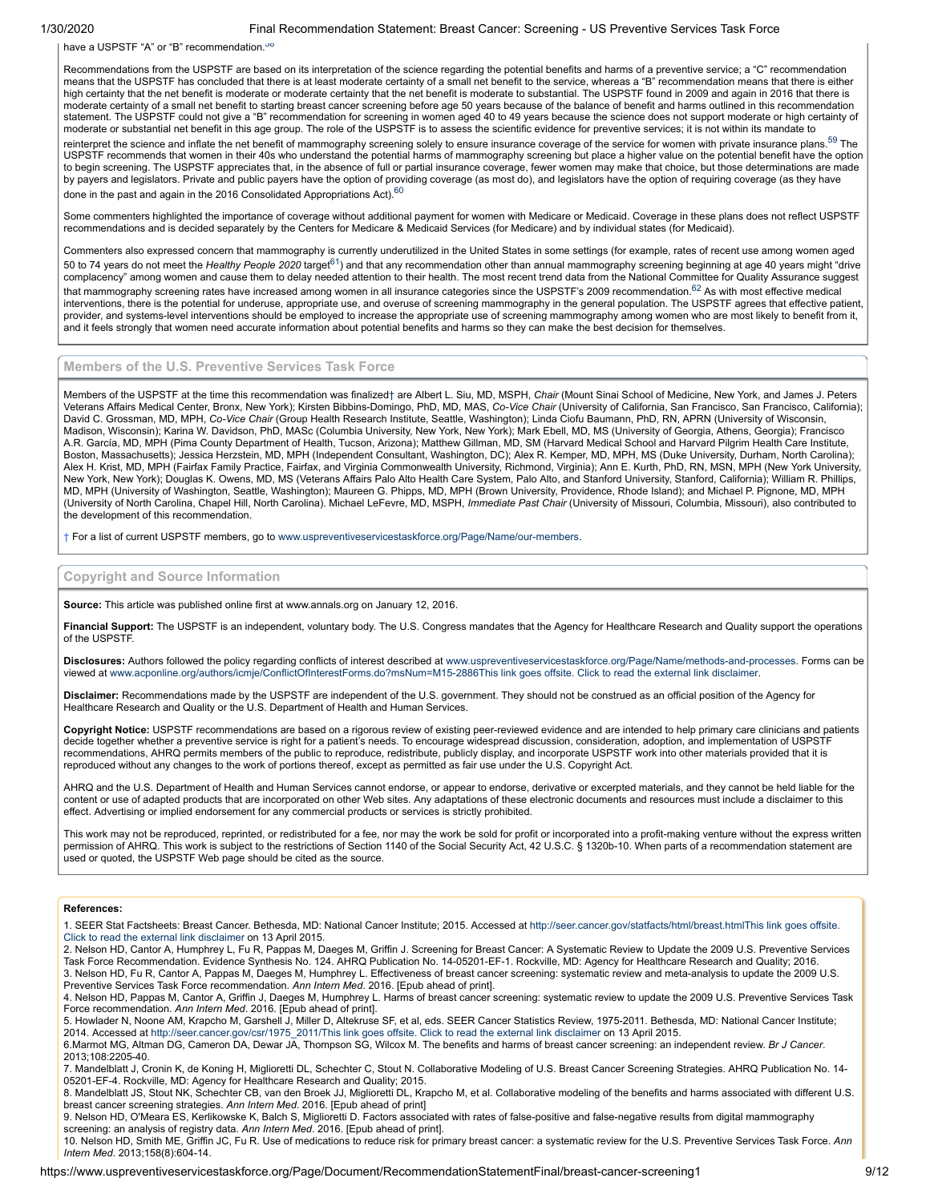have a USPSTF "A" or "B" recommendation.[58]

Recommendations from the USPSTF are based on its interpretation of the science regarding the potential benefits and harms of a preventive service; a "C" recommendation means that the USPSTF has concluded that there is at least moderate certainty of a small net benefit to the service, whereas a "B" recommendation means that there is either high certainty that the net benefit is moderate or moderate certainty that the net benefit is moderate to substantial. The USPSTF found in 2009 and again in 2016 that there is moderate certainty of a small net benefit to starting breast cancer screening before age 50 years because of the balance of benefit and harms outlined in this recommendation statement. The USPSTF could not give a "B" recommendation for screening in women aged 40 to 49 years because the science does not support moderate or high certainty of moderate or substantial net benefit in this age group. The role of the USPSTF is to assess the scientific evidence for preventive services; it is not within its mandate to reinterpret the science and inflate the net benefit of mammography screening solely to ensure insurance coverage of the service for women with private insurance plans.[59] The USPSTF recommends that women in their 40s who understand the potential harms of mammography screening but place a higher value on the potential benefit have the option to begin screening. The USPSTF appreciates that, in the absence of full or partial insurance coverage, fewer women may make that choice, but those determinations are made by payers and legislators. Private and public payers have the option of providing coverage (as most do), and legislators have the option of requiring coverage (as they have done in the past and again in the 2016 Consolidated Appropriations Act).[60]

Some commenters highlighted the importance of coverage without additional payment for women with Medicare or Medicaid. Coverage in these plans does not reflect USPSTF recommendations and is decided separately by the Centers for Medicare & Medicaid Services (for Medicare) and by individual states (for Medicaid).

Commenters also expressed concern that mammography is currently underutilized in the United States in some settings (for example, rates of recent use among women aged 50 to 74 years do not meet the *Healthy People 2020* target[61]) and that any recommendation other than annual mammography screening beginning at age 40 years might "drive complacency" among women and cause them to delay needed attention to their health. The most recent trend data from the National Committee for Quality Assurance suggest that mammography screening rates have increased among women in all insurance categories since the USPSTF's 2009 recommendation.[62] As with most effective medical interventions, there is the potential for underuse, appropriate use, and overuse of screening mammography in the general population. The USPSTF agrees that effective patient, provider, and systems-level interventions should be employed to increase the appropriate use of screening mammography among women who are most likely to benefit from it, and it feels strongly that women need accurate information about potential benefits and harms so they can make the best decision for themselves.

## Members of the U.S. Preventive Services Task Force

Members of the USPSTF at the time this recommendation was finalized† are Albert L. Siu, MD, MSPH, *Chair* (Mount Sinai School of Medicine, New York, and James J. Peters Veterans Affairs Medical Center, Bronx, New York); Kirsten Bibbins-Domingo, PhD, MD, MAS, *Co-Vice Chair* (University of California, San Francisco, San Francisco, California); David C. Grossman, MD, MPH, *Co-Vice Chair* (Group Health Research Institute, Seattle, Washington); Linda Ciofu Baumann, PhD, RN, APRN (University of Wisconsin, Madison, Wisconsin); Karina W. Davidson, PhD, MASc (Columbia University, New York, New York); Mark Ebell, MD, MS (University of Georgia, Athens, Georgia); Francisco A.R. García, MD, MPH (Pima County Department of Health, Tucson, Arizona); Matthew Gillman, MD, SM (Harvard Medical School and Harvard Pilgrim Health Care Institute, Boston, Massachusetts); Jessica Herzstein, MD, MPH (Independent Consultant, Washington, DC); Alex R. Kemper, MD, MPH, MS (Duke University, Durham, North Carolina); Alex H. Krist, MD, MPH (Fairfax Family Practice, Fairfax, and Virginia Commonwealth University, Richmond, Virginia); Ann E. Kurth, PhD, RN, MSN, MPH (New York University, New York, New York); Douglas K. Owens, MD, MS (Veterans Affairs Palo Alto Health Care System, Palo Alto, and Stanford University, Stanford, California); William R. Phillips, MD, MPH (University of Washington, Seattle, Washington); Maureen G. Phipps, MD, MPH (Brown University, Providence, Rhode Island); and Michael P. Pignone, MD, MPH (University of North Carolina, Chapel Hill, North Carolina). Michael LeFevre, MD, MSPH, *Immediate Past Chair* (University of Missouri, Columbia, Missouri), also contributed to the development of this recommendation.

† For a list of current USPSTF members, go to www.uspreventiveservicestaskforce.org/Page/Name/our-members.

## Copyright and Source Information

**Source:** This article was published online first at www.annals.org on January 12, 2016.

**Financial Support:** The USPSTF is an independent, voluntary body. The U.S. Congress mandates that the Agency for Healthcare Research and Quality support the operations of the USPSTF.

**Disclosures:** Authors followed the policy regarding conflicts of interest described at www.uspreventiveservicestaskforce.org/Page/Name/methods-and-processes. Forms can be viewed at www.acponline.org/authors/icmje/ConflictOfInterestForms.do?msNum=M15-2886This link goes offsite. Click to read the external link disclaimer.

**Disclaimer:** Recommendations made by the USPSTF are independent of the U.S. government. They should not be construed as an official position of the Agency for Healthcare Research and Quality or the U.S. Department of Health and Human Services.

**Copyright Notice:** USPSTF recommendations are based on a rigorous review of existing peer-reviewed evidence and are intended to help primary care clinicians and patients decide together whether a preventive service is right for a patient's needs. To encourage widespread discussion, consideration, adoption, and implementation of USPSTF recommendations, AHRQ permits members of the public to reproduce, redistribute, publicly display, and incorporate USPSTF work into other materials provided that it is reproduced without any changes to the work of portions thereof, except as permitted as fair use under the U.S. Copyright Act.

AHRQ and the U.S. Department of Health and Human Services cannot endorse, or appear to endorse, derivative or excerpted materials, and they cannot be held liable for the content or use of adapted products that are incorporated on other Web sites. Any adaptations of these electronic documents and resources must include a disclaimer to this effect. Advertising or implied endorsement for any commercial products or services is strictly prohibited.

This work may not be reproduced, reprinted, or redistributed for a fee, nor may the work be sold for profit or incorporated into a profit-making venture without the express written permission of AHRQ. This work is subject to the restrictions of Section 1140 of the Social Security Act, 42 U.S.C. § 1320b-10. When parts of a recommendation statement are used or quoted, the USPSTF Web page should be cited as the source.

**References:**

1. SEER Stat Factsheets: Breast Cancer. Bethesda, MD: National Cancer Institute; 2015. Accessed at http://seer.cancer.gov/statfacts/html/breast.htmlThis link goes offsite. Click to read the external link disclaimer on 13 April 2015.
2. Nelson HD, Cantor A, Humphrey L, Fu R, Pappas M, Daeges M, Griffin J. Screening for Breast Cancer: A Systematic Review to Update the 2009 U.S. Preventive Services Task Force Recommendation. Evidence Synthesis No. 124. AHRQ Publication No. 14-05201-EF-1. Rockville, MD: Agency for Healthcare Research and Quality; 2016.
3. Nelson HD, Fu R, Cantor A, Pappas M, Daeges M, Humphrey L. Effectiveness of breast cancer screening: systematic review and meta-analysis to update the 2009 U.S. Preventive Services Task Force recommendation. *Ann Intern Med.* 2016. [Epub ahead of print].
4. Nelson HD, Pappas M, Cantor A, Griffin J, Daeges M, Humphrey L. Harms of breast cancer screening: systematic review to update the 2009 U.S. Preventive Services Task Force recommendation. *Ann Intern Med*. 2016. [Epub ahead of print].
5. Howlader N, Noone AM, Krapcho M, Garshell J, Miller D, Altekruse SF, et al, eds. SEER Cancer Statistics Review, 1975-2011. Bethesda, MD: National Cancer Institute; 2014. Accessed at http://seer.cancer.gov/csr/1975_2011/This link goes offsite. Click to read the external link disclaimer on 13 April 2015.
6. Marmot MG, Altman DG, Cameron DA, Dewar JA, Thompson SG, Wilcox M. The benefits and harms of breast cancer screening: an independent review. *Br J Cancer*. 2013;108:2205-40.
7. Mandelblatt J, Cronin K, de Koning H, Miglioretti DL, Schechter C, Stout N. Collaborative Modeling of U.S. Breast Cancer Screening Strategies. AHRQ Publication No. 14-05201-EF-4. Rockville, MD: Agency for Healthcare Research and Quality; 2015.
8. Mandelblatt JS, Stout NK, Schechter CB, van den Broek JJ, Miglioretti DL, Krapcho M, et al. Collaborative modeling of the benefits and harms associated with different U.S. breast cancer screening strategies. *Ann Intern Med*. 2016. [Epub ahead of print]
9. Nelson HD, O'Meara ES, Kerlikowske K, Balch S, Miglioretti D. Factors associated with rates of false-positive and false-negative results from digital mammography screening: an analysis of registry data. *Ann Intern Med*. 2016. [Epub ahead of print].
10. Nelson HD, Smith ME, Griffin JC, Fu R. Use of medications to reduce risk for primary breast cancer: a systematic review for the U.S. Preventive Services Task Force. *Ann Intern Med*. 2013;158(8):604-14.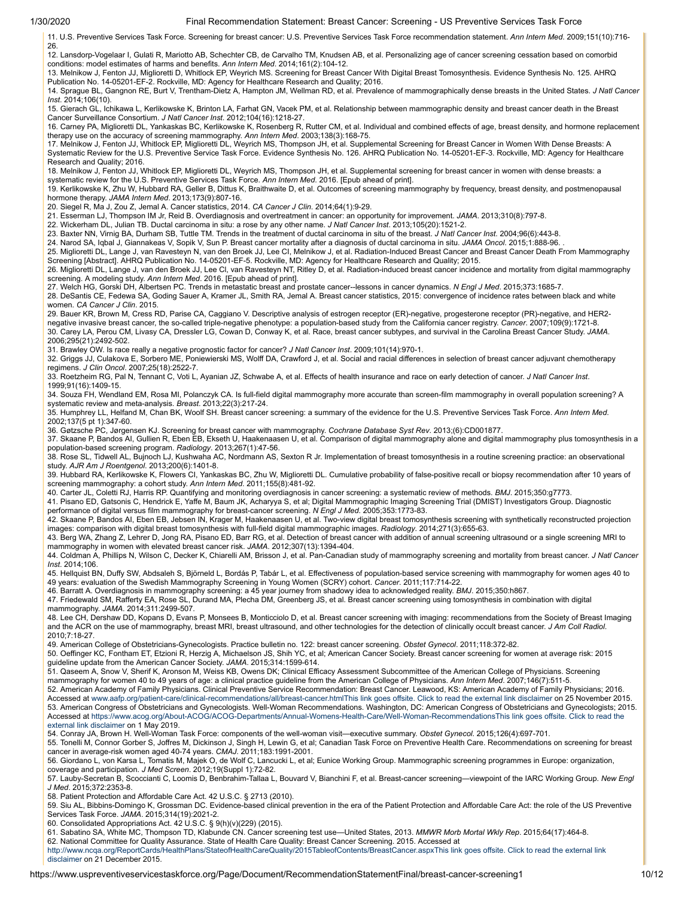11. U.S. Preventive Services Task Force. Screening for breast cancer: U.S. Preventive Services Task Force recommendation statement. *Ann Intern Med*. 2009;151(10):716-26.

12. Lansdorp-Vogelaar I, Gulati R, Mariotto AB, Schechter CB, de Carvalho TM, Knudsen AB, et al. Personalizing age of cancer screening cessation based on comorbid conditions: model estimates of harms and benefits. *Ann Intern Med*. 2014;161(2):104-12.

13. Melnikow J, Fenton JJ, Miglioretti D, Whitlock EP, Weyrich MS. Screening for Breast Cancer With Digital Breast Tomosynthesis. Evidence Synthesis No. 125. AHRQ Publication No. 14-05201-EF-2. Rockville, MD: Agency for Healthcare Research and Quality; 2016.

14. Sprague BL, Gangnon RE, Burt V, Trentham-Dietz A, Hampton JM, Wellman RD, et al. Prevalence of mammographically dense breasts in the United States. *J Natl Cancer Inst*. 2014;106(10).

15. Gierach GL, Ichikawa L, Kerlikowske K, Brinton LA, Farhat GN, Vacek PM, et al. Relationship between mammographic density and breast cancer death in the Breast Cancer Surveillance Consortium. *J Natl Cancer Inst*. 2012;104(16):1218-27.

16. Carney PA, Miglioretti DL, Yankaskas BC, Kerlikowske K, Rosenberg R, Rutter CM, et al. Individual and combined effects of age, breast density, and hormone replacement therapy use on the accuracy of screening mammography. *Ann Intern Med*. 2003;138(3):168-75.

17. Melnikow J, Fenton JJ, Whitlock EP, Miglioretti DL, Weyrich MS, Thompson JH, et al. Supplemental Screening for Breast Cancer in Women With Dense Breasts: A Systematic Review for the U.S. Preventive Service Task Force. Evidence Synthesis No. 126. AHRQ Publication No. 14-05201-EF-3. Rockville, MD: Agency for Healthcare Research and Quality; 2016.

18. Melnikow J, Fenton JJ, Whitlock EP, Miglioretti DL, Weyrich MS, Thompson JH, et al. Supplemental screening for breast cancer in women with dense breasts: a systematic review for the U.S. Preventive Services Task Force. *Ann Intern Med*. 2016. [Epub ahead of print].

19. Kerlikowske K, Zhu W, Hubbard RA, Geller B, Dittus K, Braithwaite D, et al. Outcomes of screening mammography by frequency, breast density, and postmenopausal hormone therapy. *JAMA Intern Med*. 2013;173(9):807-16.

20. Siegel R, Ma J, Zou Z, Jemal A. Cancer statistics, 2014. *CA Cancer J Clin*. 2014;64(1):9-29.

21. Esserman LJ, Thompson IM Jr, Reid B. Overdiagnosis and overtreatment in cancer: an opportunity for improvement. *JAMA*. 2013;310(8):797-8.

22. Wickerham DL, Julian TB. Ductal carcinoma in situ: a rose by any other name. *J Natl Cancer Inst*. 2013;105(20):1521-2.

23. Baxter NN, Virnig BA, Durham SB, Tuttle TM. Trends in the treatment of ductal carcinoma in situ of the breast. *J Natl Cancer Inst*. 2004;96(6):443-8.

24. Narod SA, Iqbal J, Giannakeas V, Sopik V, Sun P. Breast cancer mortality after a diagnosis of ductal carcinoma in situ. *JAMA Oncol*. 2015;1:888-96. .

25. Miglioretti DL, Lange J, van Ravesteyn N, van den Broek JJ, Lee CI, Melnikow J, et al. Radiation-Induced Breast Cancer and Breast Cancer Death From Mammography Screening [Abstract]. AHRQ Publication No. 14-05201-EF-5. Rockville, MD: Agency for Healthcare Research and Quality; 2015.

26. Miglioretti DL, Lange J, van den Broek JJ, Lee Cl, van Ravesteyn NT, Ritley D, et al. Radiation-induced breast cancer incidence and mortality from digital mammography screening. A modeling study. *Ann Intern Med*. 2016. [Epub ahead of print].

27. Welch HG, Gorski DH, Albertsen PC. Trends in metastatic breast and prostate cancer--lessons in cancer dynamics. *N Engl J Med*. 2015;373:1685-7.

28. DeSantis CE, Fedewa SA, Goding Sauer A, Kramer JL, Smith RA, Jemal A. Breast cancer statistics, 2015: convergence of incidence rates between black and white women. *CA Cancer J Clin*. 2015.

29. Bauer KR, Brown M, Cress RD, Parise CA, Caggiano V. Descriptive analysis of estrogen receptor (ER)-negative, progesterone receptor (PR)-negative, and HER2-negative invasive breast cancer, the so-called triple-negative phenotype: a population-based study from the California cancer registry. *Cancer*. 2007;109(9):1721-8.

30. Carey LA, Perou CM, Livasy CA, Dressler LG, Cowan D, Conway K, et al. Race, breast cancer subtypes, and survival in the Carolina Breast Cancer Study. *JAMA*. 2006;295(21):2492-502.

31. Brawley OW. Is race really a negative prognostic factor for cancer? *J Natl Cancer Inst*. 2009;101(14):970-1.

32. Griggs JJ, Culakova E, Sorbero ME, Poniewierski MS, Wolff DA, Crawford J, et al. Social and racial differences in selection of breast cancer adjuvant chemotherapy regimens. *J Clin Oncol*. 2007;25(18):2522-7.

33. Roetzheim RG, Pal N, Tennant C, Voti L, Ayanian JZ, Schwabe A, et al. Effects of health insurance and race on early detection of cancer. *J Natl Cancer Inst*. 1999;91(16):1409-15.

34. Souza FH, Wendland EM, Rosa MI, Polanczyk CA. Is full-field digital mammography more accurate than screen-film mammography in overall population screening? A systematic review and meta-analysis. *Breast*. 2013;22(3):217-24.

35. Humphrey LL, Helfand M, Chan BK, Woolf SH. Breast cancer screening: a summary of the evidence for the U.S. Preventive Services Task Force. *Ann Intern Med*. 2002;137(5 pt 1):347-60.

36. Gøtzsche PC, Jørgensen KJ. Screening for breast cancer with mammography. *Cochrane Database Syst Rev*. 2013;(6):CD001877.

37. Skaane P, Bandos AI, Gullien R, Eben EB, Ekseth U, Haakenaasen U, et al. Comparison of digital mammography alone and digital mammography plus tomosynthesis in a population-based screening program. *Radiology*. 2013;267(1):47-56.

38. Rose SL, Tidwell AL, Bujnoch LJ, Kushwaha AC, Nordmann AS, Sexton R Jr. Implementation of breast tomosynthesis in a routine screening practice: an observational study. *AJR Am J Roentgenol*. 2013;200(6):1401-8.

39. Hubbard RA, Kerlikowske K, Flowers CI, Yankaskas BC, Zhu W, Miglioretti DL. Cumulative probability of false-positive recall or biopsy recommendation after 10 years of screening mammography: a cohort study. *Ann Intern Med*. 2011;155(8):481-92.

40. Carter JL, Coletti RJ, Harris RP. Quantifying and monitoring overdiagnosis in cancer screening: a systematic review of methods. *BMJ*. 2015;350:g7773.

41. Pisano ED, Gatsonis C, Hendrick E, Yaffe M, Baum JK, Acharyya S, et al; Digital Mammographic Imaging Screening Trial (DMIST) Investigators Group. Diagnostic performance of digital versus film mammography for breast-cancer screening. *N Engl J Med*. 2005;353:1773-83.

42. Skaane P, Bandos AI, Eben EB, Jebsen IN, Krager M, Haakenaasen U, et al. Two-view digital breast tomosynthesis screening with synthetically reconstructed projection images: comparison with digital breast tomosynthesis with full-field digital mammographic images. *Radiology*. 2014;271(3):655-63.

43. Berg WA, Zhang Z, Lehrer D, Jong RA, Pisano ED, Barr RG, et al. Detection of breast cancer with addition of annual screening ultrasound or a single screening MRI to mammography in women with elevated breast cancer risk. *JAMA*. 2012;307(13):1394-404.

44. Coldman A, Phillips N, Wilson C, Decker K, Chiarelli AM, Brisson J, et al. Pan-Canadian study of mammography screening and mortality from breast cancer. *J Natl Cancer Inst*. 2014;106.

45. Hellquist BN, Duffy SW, Abdsaleh S, Björneld L, Bordás P, Tabár L, et al. Effectiveness of population-based service screening with mammography for women ages 40 to 49 years: evaluation of the Swedish Mammography Screening in Young Women (SCRY) cohort. *Cancer*. 2011;117:714-22.

46. Barratt A. Overdiagnosis in mammography screening: a 45 year journey from shadowy idea to acknowledged reality. *BMJ*. 2015;350:h867.

47. Friedewald SM, Rafferty EA, Rose SL, Durand MA, Plecha DM, Greenberg JS, et al. Breast cancer screening using tomosynthesis in combination with digital mammography. *JAMA*. 2014;311:2499-507.

48. Lee CH, Dershaw DD, Kopans D, Evans P, Monsees B, Monticciolo D, et al. Breast cancer screening with imaging: recommendations from the Society of Breast Imaging and the ACR on the use of mammography, breast MRI, breast ultrasound, and other technologies for the detection of clinically occult breast cancer. *J Am Coll Radiol*. 2010;7:18-27.

49. American College of Obstetricians-Gynecologists. Practice bulletin no. 122: breast cancer screening. *Obstet Gynecol*. 2011;118:372-82.

50. Oeffinger KC, Fontham ET, Etzioni R, Herzig A, Michaelson JS, Shih YC, et al; American Cancer Society. Breast cancer screening for women at average risk: 2015 guideline update from the American Cancer Society. *JAMA*. 2015;314:1599-614.

51. Qaseem A, Snow V, Sherif K, Aronson M, Weiss KB, Owens DK; Clinical Efficacy Assessment Subcommittee of the American College of Physicians. Screening mammography for women 40 to 49 years of age: a clinical practice guideline from the American College of Physicians. *Ann Intern Med*. 2007;146(7):511-5.

52. American Academy of Family Physicians. Clinical Preventive Service Recommendation: Breast Cancer. Leawood, KS: American Academy of Family Physicians; 2016. Accessed at www.aafp.org/patient-care/clinical-recommendations/all/breast-cancer.htmlThis link goes offsite. Click to read the external link disclaimer on 25 November 2015.

53. American Congress of Obstetricians and Gynecologists. Well-Woman Recommendations. Washington, DC: American Congress of Obstetricians and Gynecologists; 2015. Accessed at https://www.acog.org/About-ACOG/ACOG-Departments/Annual-Womens-Health-Care/Well-Woman-RecommendationsThis link goes offsite. Click to read the external link disclaimer on 1 May 2019.

54. Conray JA, Brown H. Well-Woman Task Force: components of the well-woman visit—executive summary. *Obstet Gynecol*. 2015;126(4):697-701.

55. Tonelli M, Connor Gorber S, Joffres M, Dickinson J, Singh H, Lewin G, et al; Canadian Task Force on Preventive Health Care. Recommendations on screening for breast cancer in average-risk women aged 40-74 years. *CMAJ*. 2011;183:1991-2001.

56. Giordano L, von Karsa L, Tomatis M, Majek O, de Wolf C, Lancucki L, et al; Eunice Working Group. Mammographic screening programmes in Europe: organization, coverage and participation. *J Med Screen*. 2012;19(Suppl 1):72-82.

57. Lauby-Secretan B, Scoccianti C, Loomis D, Benbrahim-Tallaa L, Bouvard V, Bianchini F, et al. Breast-cancer screening—viewpoint of the IARC Working Group. *New Engl J Med*. 2015;372:2353-8.

58. Patient Protection and Affordable Care Act. 42 U.S.C. § 2713 (2010).

59. Siu AL, Bibbins-Domingo K, Grossman DC. Evidence-based clinical prevention in the era of the Patient Protection and Affordable Care Act: the role of the US Preventive Services Task Force. *JAMA*. 2015;314(19):2021-2.

60. Consolidated Appropriations Act. 42 U.S.C. § 9(h)(v)(229) (2015).

61. Sabatino SA, White MC, Thompson TD, Klabunde CN. Cancer screening test use—United States, 2013. *MMWR Morb Mortal Wkly Rep*. 2015;64(17):464-8.

62. National Committee for Quality Assurance. State of Health Care Quality: Breast Cancer Screening. 2015. Accessed at http://www.ncqa.org/ReportCards/HealthPlans/StateofHealthCareQuality/2015TableofContents/BreastCancer.aspxThis link goes offsite. Click to read the external link disclaimer on 21 December 2015.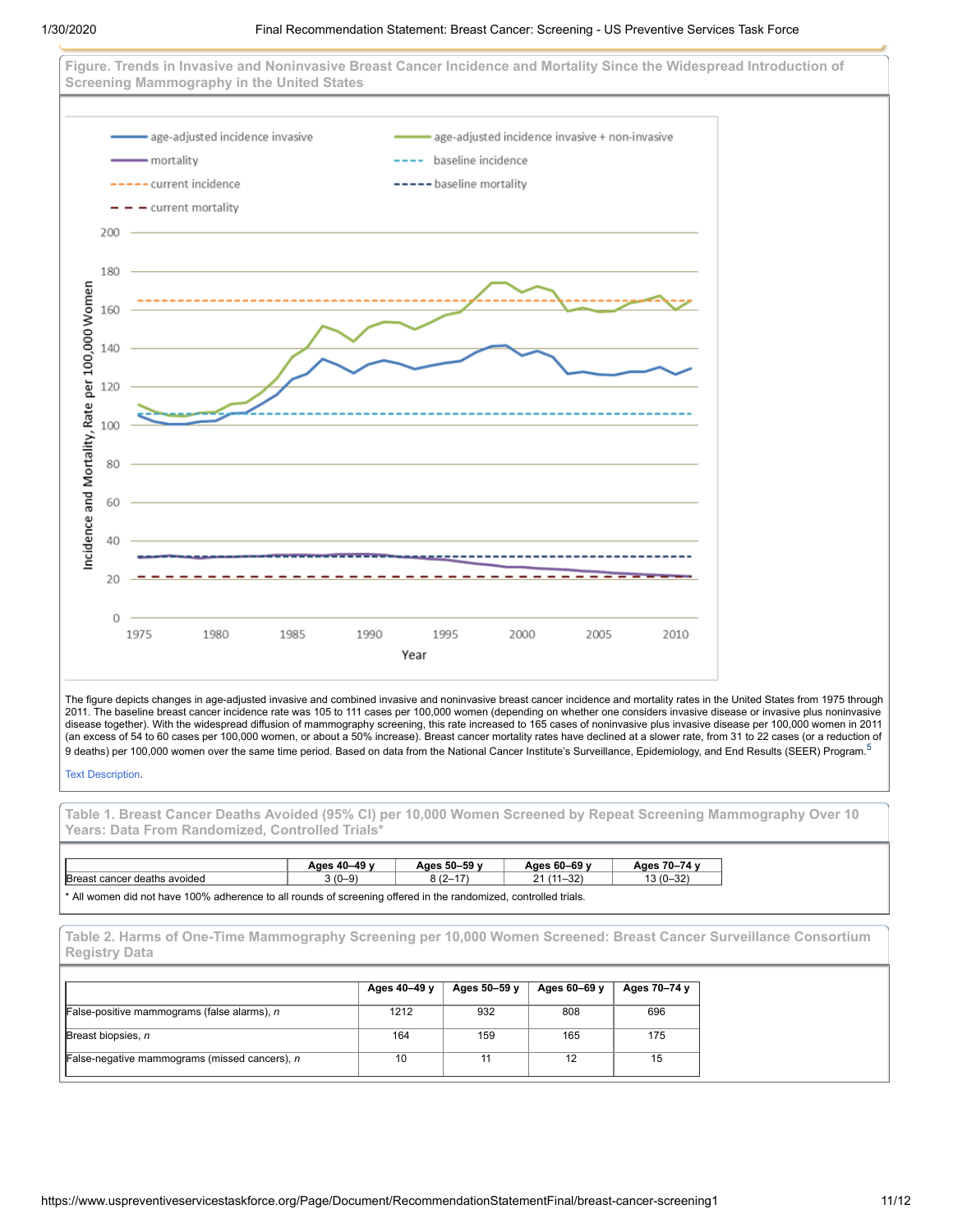### Figure. Trends in Invasive and Noninvasive Breast Cancer Incidence and Mortality Since the Widespread Introduction of Screening Mammography in the United States

The figure depicts changes in age-adjusted invasive and combined invasive and noninvasive breast cancer incidence and mortality rates in the United States from 1975 through 2011. The baseline breast cancer incidence rate was 105 to 111 cases per 100,000 women (depending on whether one considers invasive disease or invasive plus noninvasive disease together). With the widespread diffusion of mammography screening, this rate increased to 165 cases of noninvasive plus invasive disease per 100,000 women in 2011 (an excess of 54 to 60 cases per 100,000 women, or about a 50% increase). Breast cancer mortality rates have declined at a slower rate, from 31 to 22 cases (or a reduction of 9 deaths) per 100,000 women over the same time period. Based on data from the National Cancer Institute's Surveillance, Epidemiology, and End Results (SEER) Program.[5]

Text Description.

### Table 1. Breast Cancer Deaths Avoided (95% CI) per 10,000 Women Screened by Repeat Screening Mammography Over 10 Years: Data From Randomized, Controlled Trials*

| | Ages 40–49 y | Ages 50–59 y | Ages 60–69 y | Ages 70–74 y |
|---|---|---|---|---|
| Breast cancer deaths avoided | 3 (0–9) | 8 (2–17) | 21 (11–32) | 13 (0–32) |

\* All women did not have 100% adherence to all rounds of screening offered in the randomized, controlled trials.

### Table 2. Harms of One-Time Mammography Screening per 10,000 Women Screened: Breast Cancer Surveillance Consortium Registry Data

| | Ages 40–49 y | Ages 50–59 y | Ages 60–69 y | Ages 70–74 y |
|---|---|---|---|---|
| False-positive mammograms (false alarms), *n* | 1212 | 932 | 808 | 696 |
| Breast biopsies, *n* | 164 | 159 | 165 | 175 |
| False-negative mammograms (missed cancers), *n* | 10 | 11 | 12 | 15 |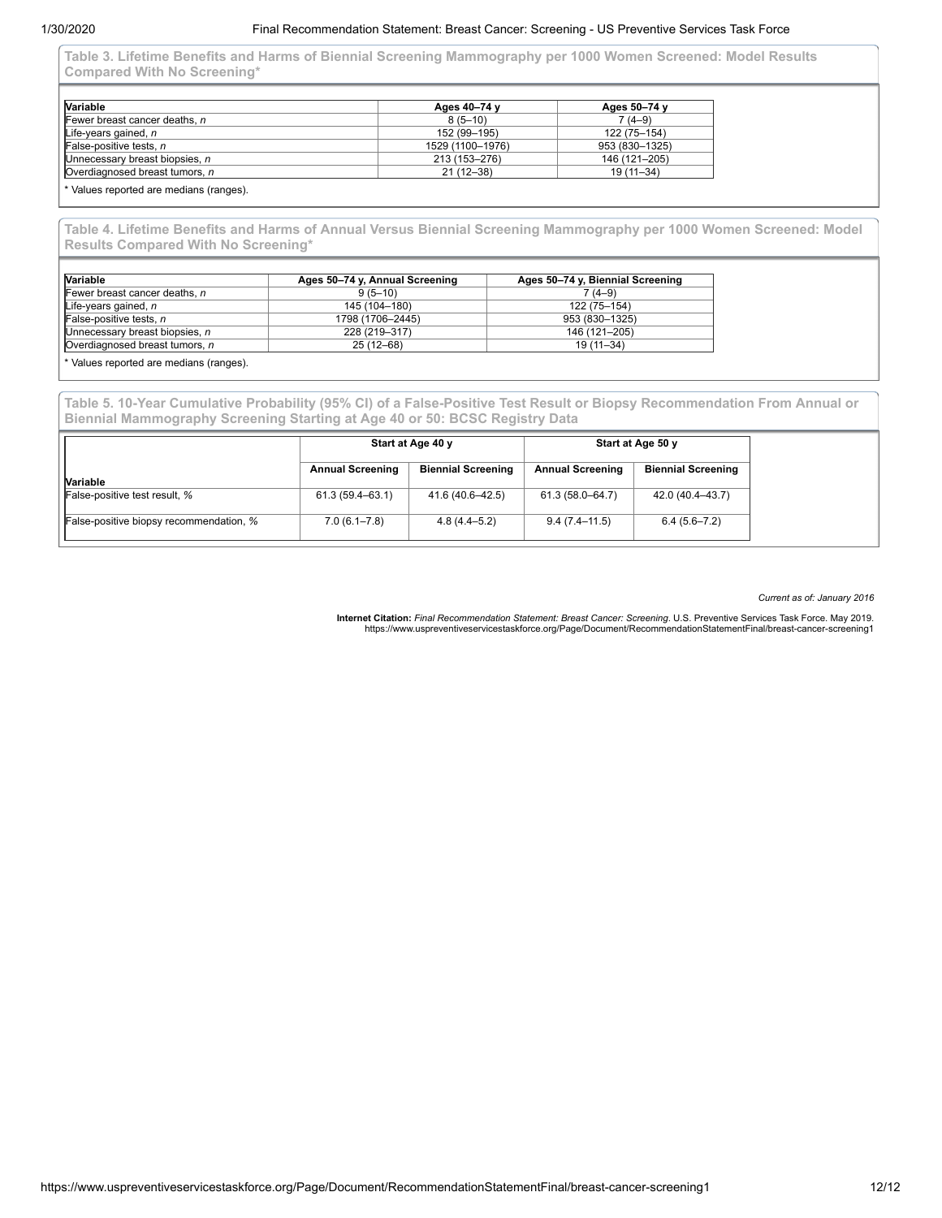**Table 3. Lifetime Benefits and Harms of Biennial Screening Mammography per 1000 Women Screened: Model Results Compared With No Screening***

| Variable | Ages 40–74 y | Ages 50–74 y |
| --- | --- | --- |
| Fewer breast cancer deaths, *n* | 8 (5–10) | 7 (4–9) |
| Life-years gained, *n* | 152 (99–195) | 122 (75–154) |
| False-positive tests, *n* | 1529 (1100–1976) | 953 (830–1325) |
| Unnecessary breast biopsies, *n* | 213 (153–276) | 146 (121–205) |
| Overdiagnosed breast tumors, *n* | 21 (12–38) | 19 (11–34) |

* Values reported are medians (ranges).

**Table 4. Lifetime Benefits and Harms of Annual Versus Biennial Screening Mammography per 1000 Women Screened: Model Results Compared With No Screening***

| Variable | Ages 50–74 y, Annual Screening | Ages 50–74 y, Biennial Screening |
| --- | --- | --- |
| Fewer breast cancer deaths, *n* | 9 (5–10) | 7 (4–9) |
| Life-years gained, *n* | 145 (104–180) | 122 (75–154) |
| False-positive tests, *n* | 1798 (1706–2445) | 953 (830–1325) |
| Unnecessary breast biopsies, *n* | 228 (219–317) | 146 (121–205) |
| Overdiagnosed breast tumors, *n* | 25 (12–68) | 19 (11–34) |

* Values reported are medians (ranges).

**Table 5. 10-Year Cumulative Probability (95% CI) of a False-Positive Test Result or Biopsy Recommendation From Annual or Biennial Mammography Screening Starting at Age 40 or 50: BCSC Registry Data**

| | Start at Age 40 y | | Start at Age 50 y | |
| --- | --- | --- | --- | --- |
| Variable | Annual Screening | Biennial Screening | Annual Screening | Biennial Screening |
| False-positive test result, % | 61.3 (59.4–63.1) | 41.6 (40.6–42.5) | 61.3 (58.0–64.7) | 42.0 (40.4–43.7) |
| False-positive biopsy recommendation, % | 7.0 (6.1–7.8) | 4.8 (4.4–5.2) | 9.4 (7.4–11.5) | 6.4 (5.6–7.2) |

*Current as of: January 2016*

**Internet Citation:** *Final Recommendation Statement: Breast Cancer: Screening*. U.S. Preventive Services Task Force. May 2019.
https://www.uspreventiveservicestaskforce.org/Page/Document/RecommendationStatementFinal/breast-cancer-screening1